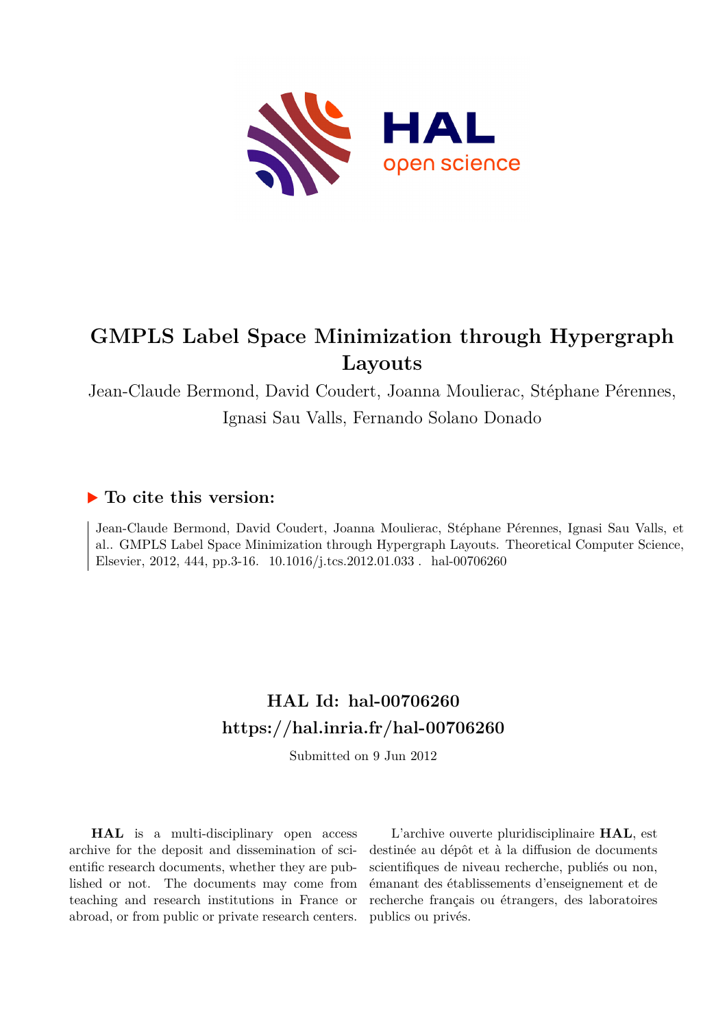# GMPLS Label Space Minimization through Hypergraph Layouts

Jean-Claude Bermond, David Coudert, Joanna Moulierac, Stéphane Pérennes, Ignasi Sau Valls, Fernando Solano Donado

## ▶ To cite this version:

Jean-Claude Bermond, David Coudert, Joanna Moulierac, Stéphane Pérennes, Ignasi Sau Valls, et al.. GMPLS Label Space Minimization through Hypergraph Layouts. Theoretical Computer Science, Elsevier, 2012, 444, pp.3-16. 10.1016/j.tcs.2012.01.033 . hal-00706260

## HAL Id: hal-00706260
## https://hal.inria.fr/hal-00706260

Submitted on 9 Jun 2012

**HAL** is a multi-disciplinary open access archive for the deposit and dissemination of scientific research documents, whether they are published or not. The documents may come from teaching and research institutions in France or abroad, or from public or private research centers.

L'archive ouverte pluridisciplinaire **HAL**, est destinée au dépôt et à la diffusion de documents scientifiques de niveau recherche, publiés ou non, émanant des établissements d'enseignement et de recherche français ou étrangers, des laboratoires publics ou privés.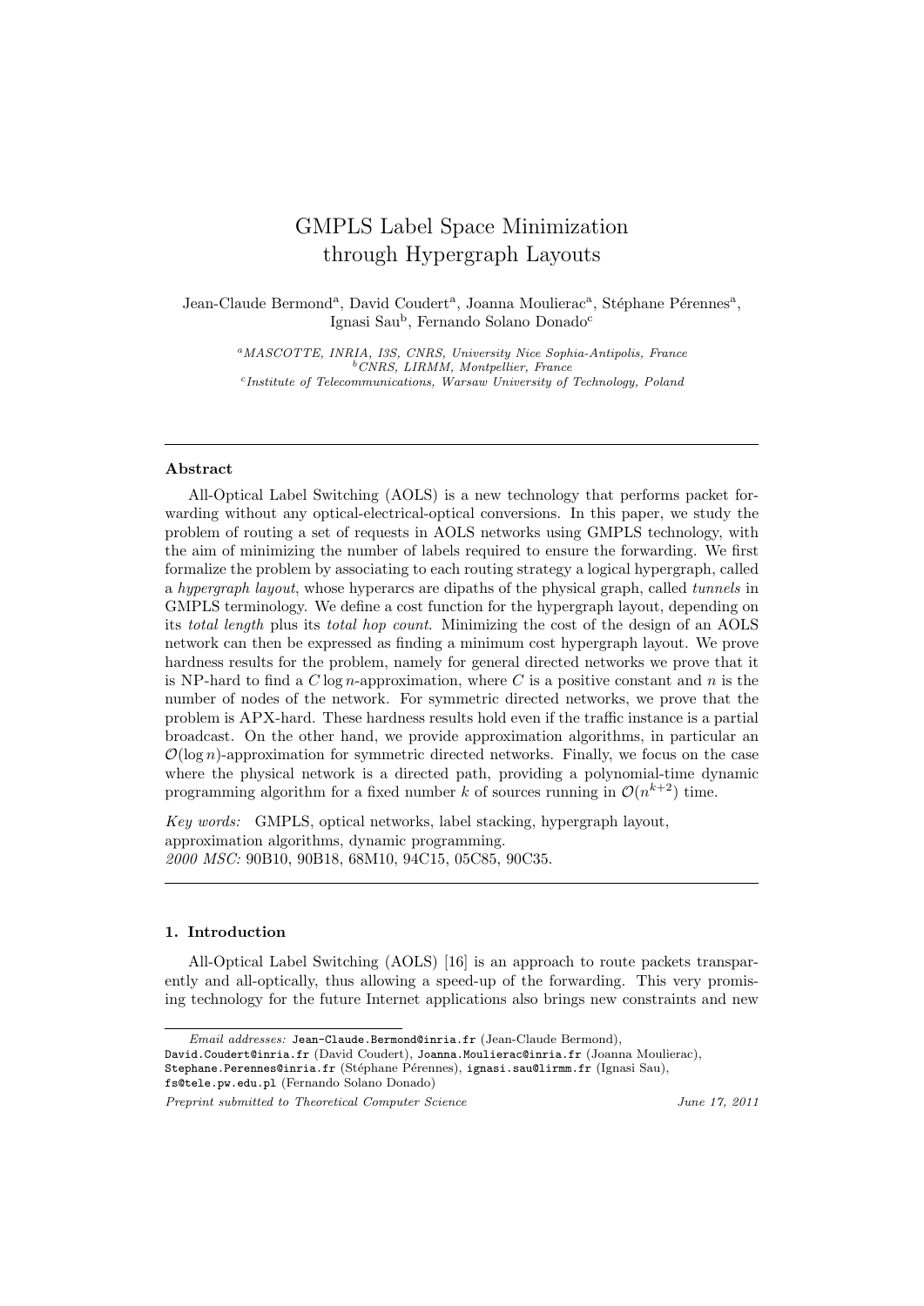# GMPLS Label Space Minimization through Hypergraph Layouts

Jean-Claude Bermond[a], David Coudert[a], Joanna Moulierac[a], Stéphane Pérennes[a], Ignasi Sau[b], Fernando Solano Donado[c]

[a] *MASCOTTE, INRIA, I3S, CNRS, University Nice Sophia-Antipolis, France*
[b] *CNRS, LIRMM, Montpellier, France*
[c] *Institute of Telecommunications, Warsaw University of Technology, Poland*

---

## Abstract

All-Optical Label Switching (AOLS) is a new technology that performs packet forwarding without any optical-electrical-optical conversions. In this paper, we study the problem of routing a set of requests in AOLS networks using GMPLS technology, with the aim of minimizing the number of labels required to ensure the forwarding. We first formalize the problem by associating to each routing strategy a logical hypergraph, called a *hypergraph layout*, whose hyperarcs are dipaths of the physical graph, called *tunnels* in GMPLS terminology. We define a cost function for the hypergraph layout, depending on its *total length* plus its *total hop count*. Minimizing the cost of the design of an AOLS network can then be expressed as finding a minimum cost hypergraph layout. We prove hardness results for the problem, namely for general directed networks we prove that it is NP-hard to find a $C \log n$-approximation, where $C$ is a positive constant and $n$ is the number of nodes of the network. For symmetric directed networks, we prove that the problem is APX-hard. These hardness results hold even if the traffic instance is a partial broadcast. On the other hand, we provide approximation algorithms, in particular an $\mathcal{O}(\log n)$-approximation for symmetric directed networks. Finally, we focus on the case where the physical network is a directed path, providing a polynomial-time dynamic programming algorithm for a fixed number $k$ of sources running in $\mathcal{O}(n^{k+2})$ time.

*Key words:* GMPLS, optical networks, label stacking, hypergraph layout, approximation algorithms, dynamic programming.
*2000 MSC:* 90B10, 90B18, 68M10, 94C15, 05C85, 90C35.

---

## 1. Introduction

All-Optical Label Switching (AOLS) [16] is an approach to route packets transparently and all-optically, thus allowing a speed-up of the forwarding. This very promising technology for the future Internet applications also brings new constraints and new

*Email addresses:* Jean-Claude.Bermond@inria.fr (Jean-Claude Bermond), David.Coudert@inria.fr (David Coudert), Joanna.Moulierac@inria.fr (Joanna Moulierac), Stephane.Perennes@inria.fr (Stéphane Pérennes), ignasi.sau@lirmm.fr (Ignasi Sau), fs@tele.pw.edu.pl (Fernando Solano Donado)

*Preprint submitted to Theoretical Computer Science* June 17, 2011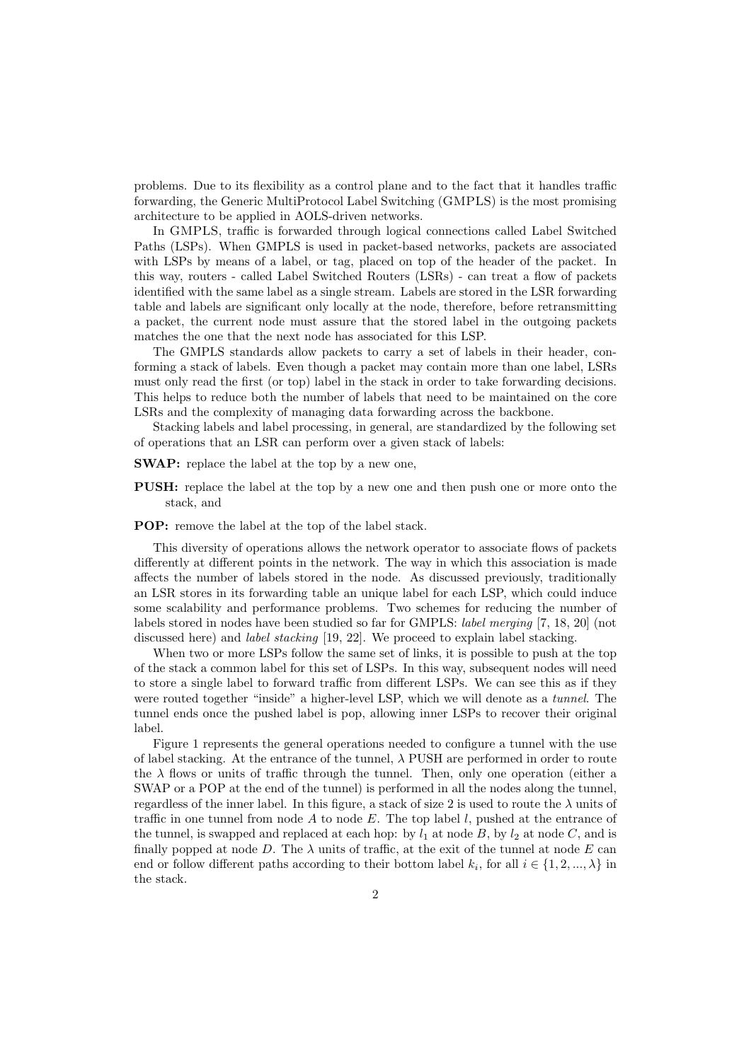problems. Due to its flexibility as a control plane and to the fact that it handles traffic forwarding, the Generic MultiProtocol Label Switching (GMPLS) is the most promising architecture to be applied in AOLS-driven networks.

In GMPLS, traffic is forwarded through logical connections called Label Switched Paths (LSPs). When GMPLS is used in packet-based networks, packets are associated with LSPs by means of a label, or tag, placed on top of the header of the packet. In this way, routers - called Label Switched Routers (LSRs) - can treat a flow of packets identified with the same label as a single stream. Labels are stored in the LSR forwarding table and labels are significant only locally at the node, therefore, before retransmitting a packet, the current node must assure that the stored label in the outgoing packets matches the one that the next node has associated for this LSP.

The GMPLS standards allow packets to carry a set of labels in their header, conforming a stack of labels. Even though a packet may contain more than one label, LSRs must only read the first (or top) label in the stack in order to take forwarding decisions. This helps to reduce both the number of labels that need to be maintained on the core LSRs and the complexity of managing data forwarding across the backbone.

Stacking labels and label processing, in general, are standardized by the following set of operations that an LSR can perform over a given stack of labels:

**SWAP:** replace the label at the top by a new one,

**PUSH:** replace the label at the top by a new one and then push one or more onto the stack, and

**POP:** remove the label at the top of the label stack.

This diversity of operations allows the network operator to associate flows of packets differently at different points in the network. The way in which this association is made affects the number of labels stored in the node. As discussed previously, traditionally an LSR stores in its forwarding table an unique label for each LSP, which could induce some scalability and performance problems. Two schemes for reducing the number of labels stored in nodes have been studied so far for GMPLS: *label merging* [7, 18, 20] (not discussed here) and *label stacking* [19, 22]. We proceed to explain label stacking.

When two or more LSPs follow the same set of links, it is possible to push at the top of the stack a common label for this set of LSPs. In this way, subsequent nodes will need to store a single label to forward traffic from different LSPs. We can see this as if they were routed together "inside" a higher-level LSP, which we will denote as a *tunnel*. The tunnel ends once the pushed label is pop, allowing inner LSPs to recover their original label.

Figure 1 represents the general operations needed to configure a tunnel with the use of label stacking. At the entrance of the tunnel, $\lambda$ PUSH are performed in order to route the $\lambda$ flows or units of traffic through the tunnel. Then, only one operation (either a SWAP or a POP at the end of the tunnel) is performed in all the nodes along the tunnel, regardless of the inner label. In this figure, a stack of size 2 is used to route the $\lambda$ units of traffic in one tunnel from node $A$ to node $E$. The top label $l$, pushed at the entrance of the tunnel, is swapped and replaced at each hop: by $l_1$ at node $B$, by $l_2$ at node $C$, and is finally popped at node $D$. The $\lambda$ units of traffic, at the exit of the tunnel at node $E$ can end or follow different paths according to their bottom label $k_i$, for all $i \in \{1, 2, ..., \lambda\}$ in the stack.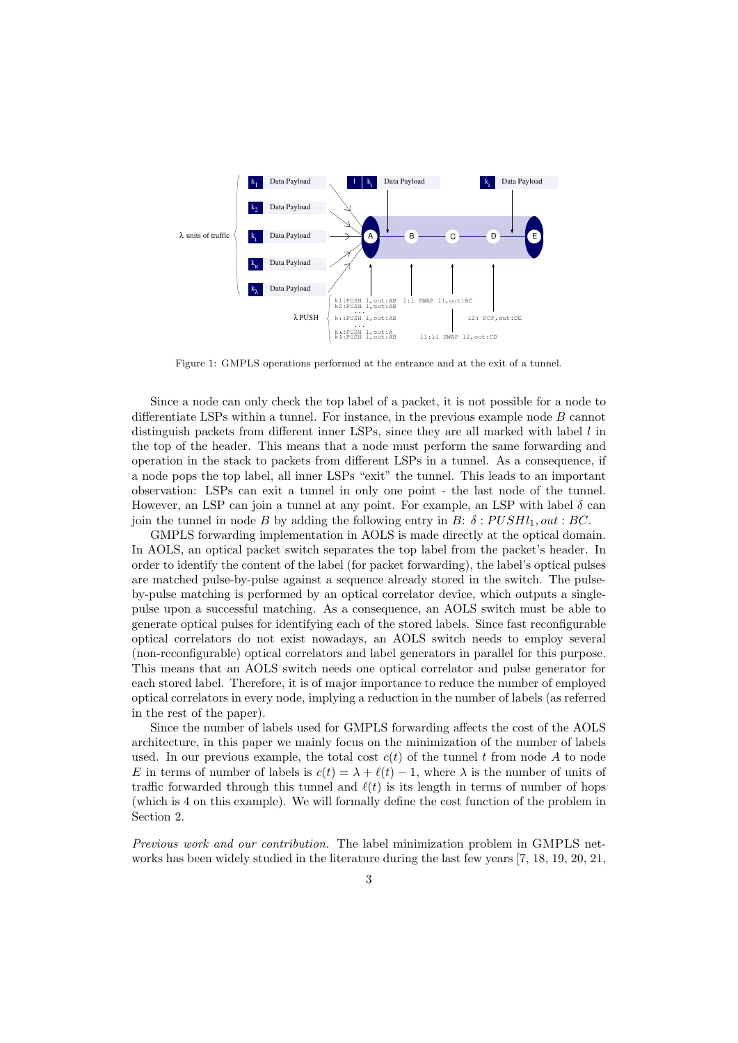Figure 1: GMPLS operations performed at the entrance and at the exit of a tunnel.

Since a node can only check the top label of a packet, it is not possible for a node to differentiate LSPs within a tunnel. For instance, in the previous example node $B$ cannot distinguish packets from different inner LSPs, since they are all marked with label $l$ in the top of the header. This means that a node must perform the same forwarding and operation in the stack to packets from different LSPs in a tunnel. As a consequence, if a node pops the top label, all inner LSPs "exit" the tunnel. This leads to an important observation: LSPs can exit a tunnel in only one point - the last node of the tunnel. However, an LSP can join a tunnel at any point. For example, an LSP with label $\delta$ can join the tunnel in node $B$ by adding the following entry in $B$: $\delta : PUSHl_1, out : BC$.

GMPLS forwarding implementation in AOLS is made directly at the optical domain. In AOLS, an optical packet switch separates the top label from the packet's header. In order to identify the content of the label (for packet forwarding), the label's optical pulses are matched pulse-by-pulse against a sequence already stored in the switch. The pulse-by-pulse matching is performed by an optical correlator device, which outputs a single-pulse upon a successful matching. As a consequence, an AOLS switch must be able to generate optical pulses for identifying each of the stored labels. Since fast reconfigurable optical correlators do not exist nowadays, an AOLS switch needs to employ several (non-reconfigurable) optical correlators and label generators in parallel for this purpose. This means that an AOLS switch needs one optical correlator and pulse generator for each stored label. Therefore, it is of major importance to reduce the number of employed optical correlators in every node, implying a reduction in the number of labels (as referred in the rest of the paper).

Since the number of labels used for GMPLS forwarding affects the cost of the AOLS architecture, in this paper we mainly focus on the minimization of the number of labels used. In our previous example, the total cost $c(t)$ of the tunnel $t$ from node $A$ to node $E$ in terms of number of labels is $c(t) = \lambda + \ell(t) - 1$, where $\lambda$ is the number of units of traffic forwarded through this tunnel and $\ell(t)$ is its length in terms of number of hops (which is 4 on this example). We will formally define the cost function of the problem in Section 2.

*Previous work and our contribution.* The label minimization problem in GMPLS networks has been widely studied in the literature during the last few years [7, 18, 19, 20, 21,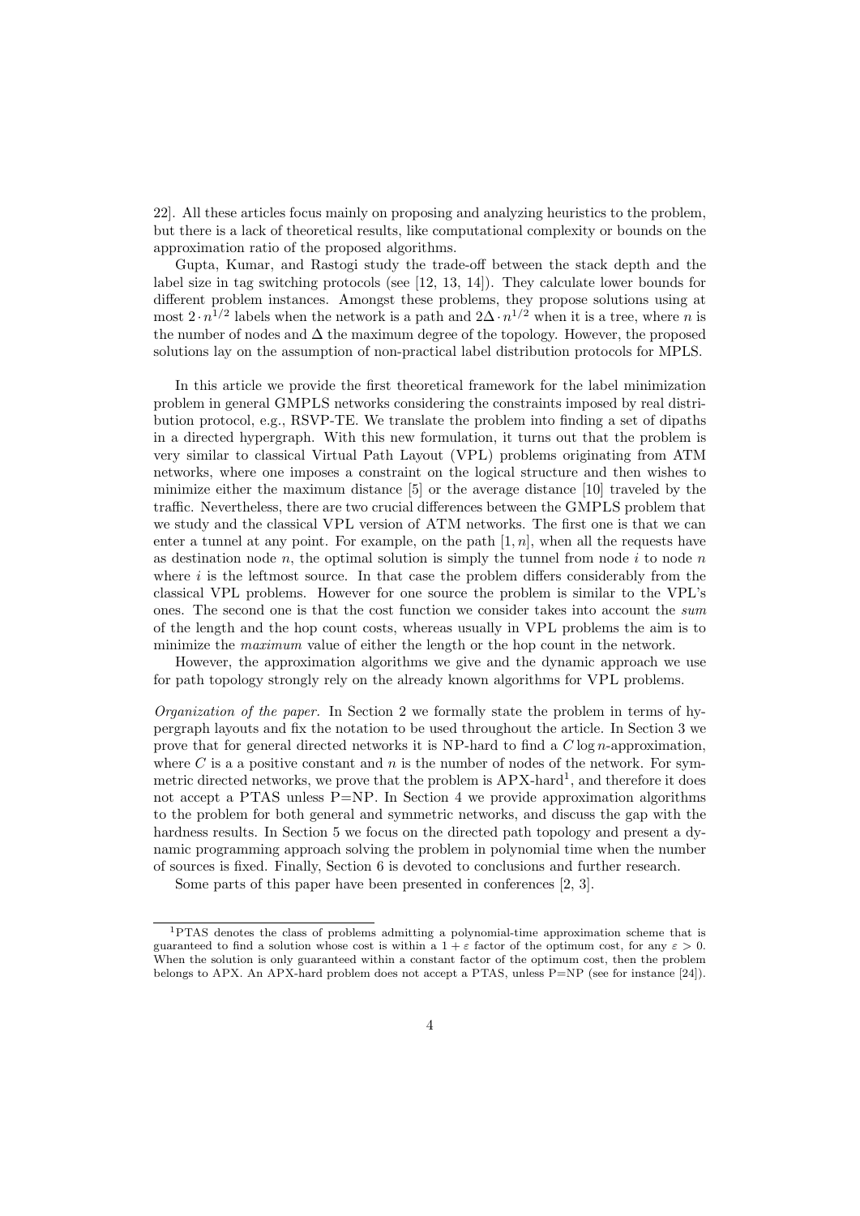22]. All these articles focus mainly on proposing and analyzing heuristics to the problem, but there is a lack of theoretical results, like computational complexity or bounds on the approximation ratio of the proposed algorithms.

Gupta, Kumar, and Rastogi study the trade-off between the stack depth and the label size in tag switching protocols (see [12, 13, 14]). They calculate lower bounds for different problem instances. Amongst these problems, they propose solutions using at most $2 \cdot n^{1/2}$ labels when the network is a path and $2\Delta \cdot n^{1/2}$ when it is a tree, where $n$ is the number of nodes and $\Delta$ the maximum degree of the topology. However, the proposed solutions lay on the assumption of non-practical label distribution protocols for MPLS.

In this article we provide the first theoretical framework for the label minimization problem in general GMPLS networks considering the constraints imposed by real distribution protocol, e.g., RSVP-TE. We translate the problem into finding a set of dipaths in a directed hypergraph. With this new formulation, it turns out that the problem is very similar to classical Virtual Path Layout (VPL) problems originating from ATM networks, where one imposes a constraint on the logical structure and then wishes to minimize either the maximum distance [5] or the average distance [10] traveled by the traffic. Nevertheless, there are two crucial differences between the GMPLS problem that we study and the classical VPL version of ATM networks. The first one is that we can enter a tunnel at any point. For example, on the path $[1, n]$, when all the requests have as destination node $n$, the optimal solution is simply the tunnel from node $i$ to node $n$ where $i$ is the leftmost source. In that case the problem differs considerably from the classical VPL problems. However for one source the problem is similar to the VPL's ones. The second one is that the cost function we consider takes into account the *sum* of the length and the hop count costs, whereas usually in VPL problems the aim is to minimize the *maximum* value of either the length or the hop count in the network.

However, the approximation algorithms we give and the dynamic approach we use for path topology strongly rely on the already known algorithms for VPL problems.

*Organization of the paper.* In Section 2 we formally state the problem in terms of hypergraph layouts and fix the notation to be used throughout the article. In Section 3 we prove that for general directed networks it is NP-hard to find a $C \log n$-approximation, where $C$ is a a positive constant and $n$ is the number of nodes of the network. For symmetric directed networks, we prove that the problem is APX-hard[1], and therefore it does not accept a PTAS unless P=NP. In Section 4 we provide approximation algorithms to the problem for both general and symmetric networks, and discuss the gap with the hardness results. In Section 5 we focus on the directed path topology and present a dynamic programming approach solving the problem in polynomial time when the number of sources is fixed. Finally, Section 6 is devoted to conclusions and further research.

Some parts of this paper have been presented in conferences [2, 3].

[1] PTAS denotes the class of problems admitting a polynomial-time approximation scheme that is guaranteed to find a solution whose cost is within a $1 + \varepsilon$ factor of the optimum cost, for any $\varepsilon > 0$. When the solution is only guaranteed within a constant factor of the optimum cost, then the problem belongs to APX. An APX-hard problem does not accept a PTAS, unless P=NP (see for instance [24]).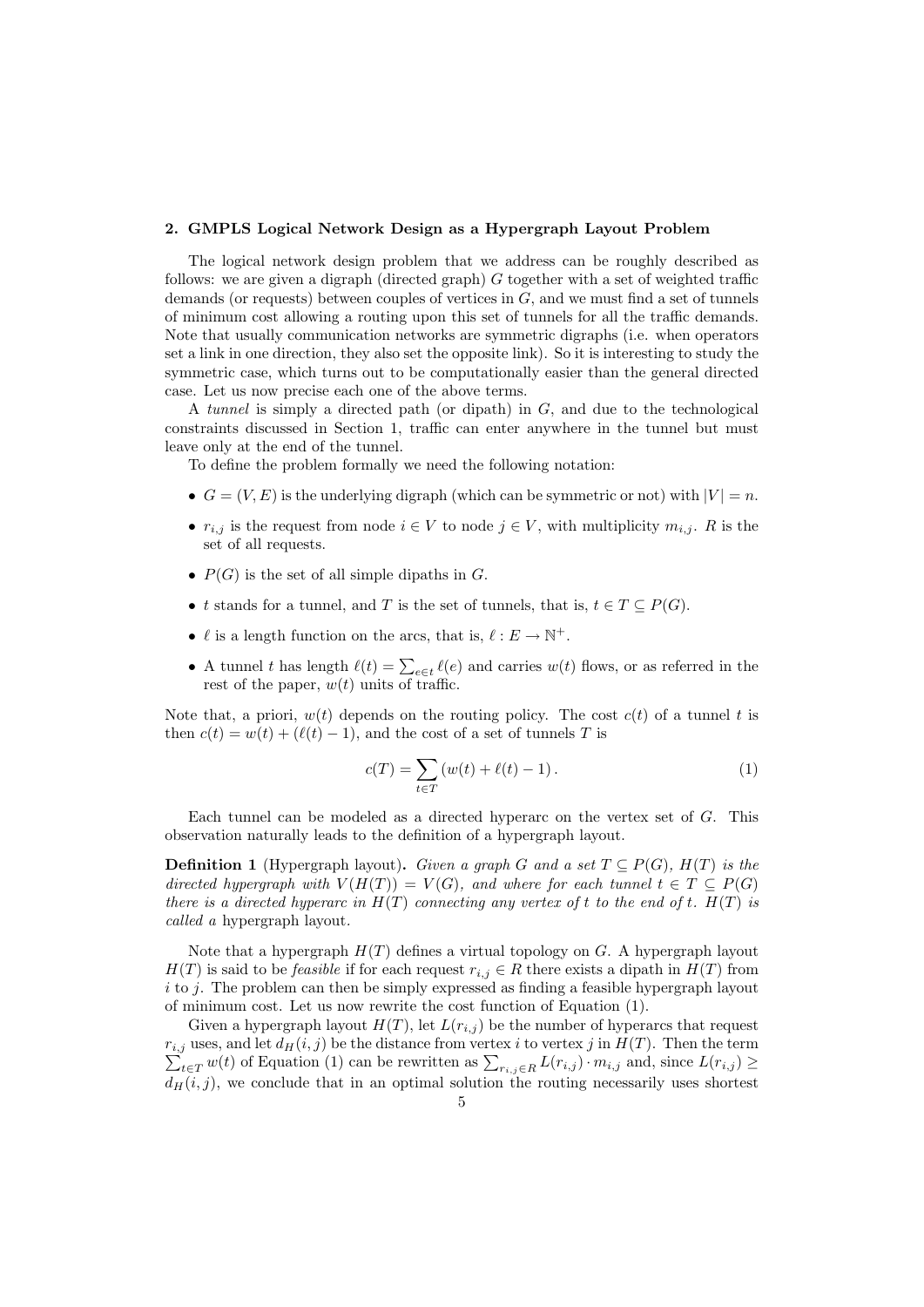## 2. GMPLS Logical Network Design as a Hypergraph Layout Problem

The logical network design problem that we address can be roughly described as follows: we are given a digraph (directed graph) $G$ together with a set of weighted traffic demands (or requests) between couples of vertices in $G$, and we must find a set of tunnels of minimum cost allowing a routing upon this set of tunnels for all the traffic demands. Note that usually communication networks are symmetric digraphs (i.e. when operators set a link in one direction, they also set the opposite link). So it is interesting to study the symmetric case, which turns out to be computationally easier than the general directed case. Let us now precise each one of the above terms.

A *tunnel* is simply a directed path (or dipath) in $G$, and due to the technological constraints discussed in Section 1, traffic can enter anywhere in the tunnel but must leave only at the end of the tunnel.

To define the problem formally we need the following notation:

- $G = (V, E)$ is the underlying digraph (which can be symmetric or not) with $|V| = n$.
- $r_{i,j}$ is the request from node $i \in V$ to node $j \in V$, with multiplicity $m_{i,j}$. $R$ is the set of all requests.
- $P(G)$ is the set of all simple dipaths in $G$.
- $t$ stands for a tunnel, and $T$ is the set of tunnels, that is, $t \in T \subseteq P(G)$.
- $\ell$ is a length function on the arcs, that is, $\ell : E \rightarrow \mathbb{N}^+$.
- A tunnel $t$ has length $\ell(t) = \sum_{e \in t} \ell(e)$ and carries $w(t)$ flows, or as referred in the rest of the paper, $w(t)$ units of traffic.

Note that, a priori, $w(t)$ depends on the routing policy. The cost $c(t)$ of a tunnel $t$ is then $c(t) = w(t) + (\ell(t) - 1)$, and the cost of a set of tunnels $T$ is

$$c(T) = \sum_{t \in T} \left( w(t) + \ell(t) - 1 \right). \tag{1}$$

Each tunnel can be modeled as a directed hyperarc on the vertex set of $G$. This observation naturally leads to the definition of a hypergraph layout.

**Definition 1** (Hypergraph layout)**.** *Given a graph $G$ and a set $T \subseteq P(G)$, $H(T)$ is the directed hypergraph with $V(H(T)) = V(G)$, and where for each tunnel $t \in T \subseteq P(G)$ there is a directed hyperarc in $H(T)$ connecting any vertex of $t$ to the end of $t$. $H(T)$ is called a* hypergraph layout.

Note that a hypergraph $H(T)$ defines a virtual topology on $G$. A hypergraph layout $H(T)$ is said to be *feasible* if for each request $r_{i,j} \in R$ there exists a dipath in $H(T)$ from $i$ to $j$. The problem can then be simply expressed as finding a feasible hypergraph layout of minimum cost. Let us now rewrite the cost function of Equation (1).

Given a hypergraph layout $H(T)$, let $L(r_{i,j})$ be the number of hyperarcs that request $r_{i,j}$ uses, and let $d_H(i, j)$ be the distance from vertex $i$ to vertex $j$ in $H(T)$. Then the term $\sum_{t \in T} w(t)$ of Equation (1) can be rewritten as $\sum_{r_{i,j} \in R} L(r_{i,j}) \cdot m_{i,j}$ and, since $L(r_{i,j}) \geq d_H(i, j)$, we conclude that in an optimal solution the routing necessarily uses shortest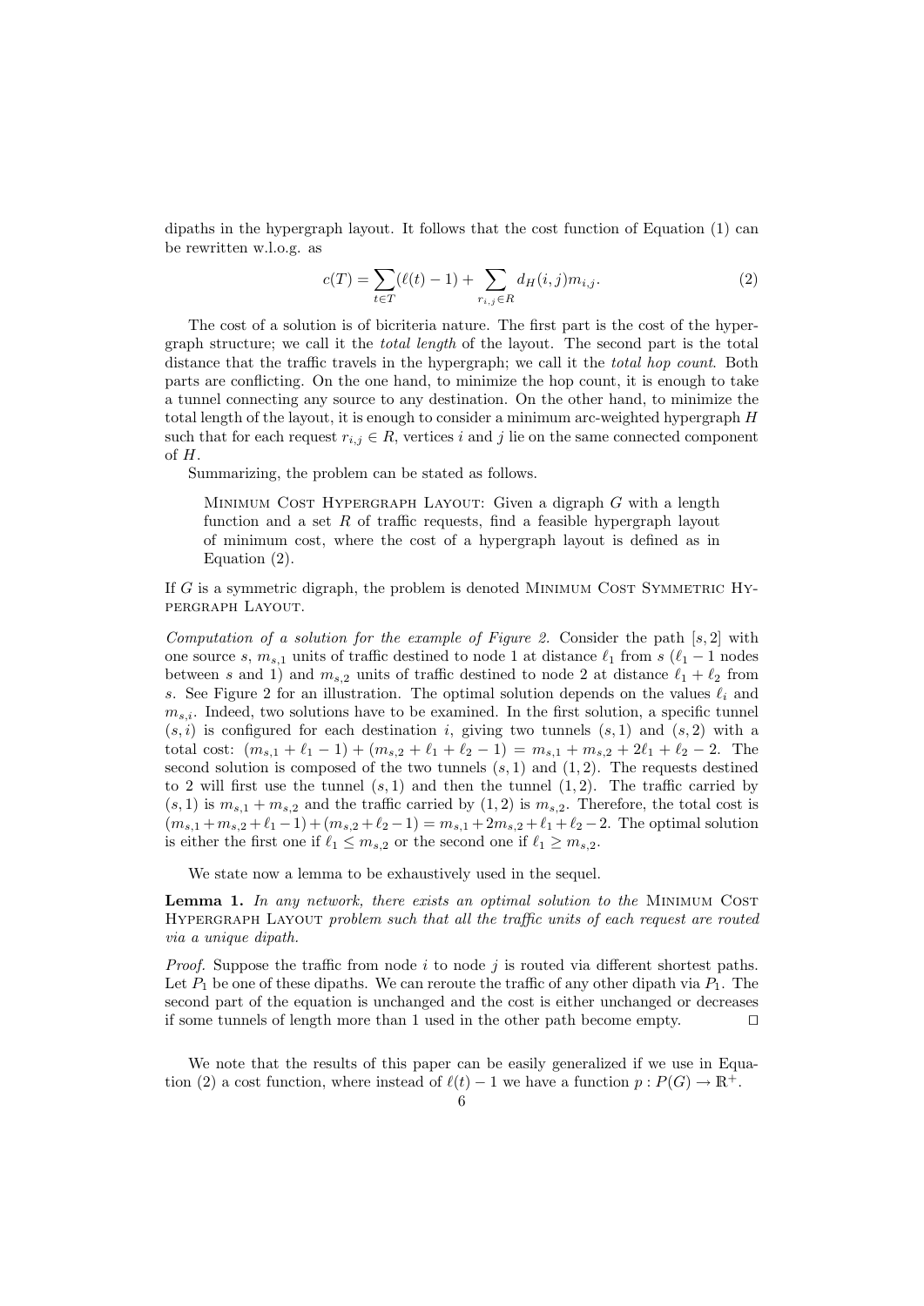dipaths in the hypergraph layout. It follows that the cost function of Equation (1) can be rewritten w.l.o.g. as

$$c(T) = \sum_{t \in T} (\ell(t) - 1) + \sum_{r_{i,j} \in R} d_H(i,j) m_{i,j}. \tag{2}$$

The cost of a solution is of bicriteria nature. The first part is the cost of the hypergraph structure; we call it the *total length* of the layout. The second part is the total distance that the traffic travels in the hypergraph; we call it the *total hop count*. Both parts are conflicting. On the one hand, to minimize the hop count, it is enough to take a tunnel connecting any source to any destination. On the other hand, to minimize the total length of the layout, it is enough to consider a minimum arc-weighted hypergraph $H$ such that for each request $r_{i,j} \in R$, vertices $i$ and $j$ lie on the same connected component of $H$.

Summarizing, the problem can be stated as follows.

> Minimum Cost Hypergraph Layout: Given a digraph $G$ with a length function and a set $R$ of traffic requests, find a feasible hypergraph layout of minimum cost, where the cost of a hypergraph layout is defined as in Equation (2).

If $G$ is a symmetric digraph, the problem is denoted Minimum Cost Symmetric Hypergraph Layout.

*Computation of a solution for the example of Figure 2.* Consider the path $[s, 2]$ with one source $s$, $m_{s,1}$ units of traffic destined to node 1 at distance $\ell_1$ from $s$ ($\ell_1 - 1$ nodes between $s$ and 1) and $m_{s,2}$ units of traffic destined to node 2 at distance $\ell_1 + \ell_2$ from $s$. See Figure 2 for an illustration. The optimal solution depends on the values $\ell_i$ and $m_{s,i}$. Indeed, two solutions have to be examined. In the first solution, a specific tunnel $(s, i)$ is configured for each destination $i$, giving two tunnels $(s, 1)$ and $(s, 2)$ with a total cost: $(m_{s,1} + \ell_1 - 1) + (m_{s,2} + \ell_1 + \ell_2 - 1) = m_{s,1} + m_{s,2} + 2\ell_1 + \ell_2 - 2$. The second solution is composed of the two tunnels $(s, 1)$ and $(1, 2)$. The requests destined to 2 will first use the tunnel $(s, 1)$ and then the tunnel $(1, 2)$. The traffic carried by $(s, 1)$ is $m_{s,1} + m_{s,2}$ and the traffic carried by $(1, 2)$ is $m_{s,2}$. Therefore, the total cost is $(m_{s,1} + m_{s,2} + \ell_1 - 1) + (m_{s,2} + \ell_2 - 1) = m_{s,1} + 2m_{s,2} + \ell_1 + \ell_2 - 2$. The optimal solution is either the first one if $\ell_1 \leq m_{s,2}$ or the second one if $\ell_1 \geq m_{s,2}$.

We state now a lemma to be exhaustively used in the sequel.

**Lemma 1.** *In any network, there exists an optimal solution to the* Minimum Cost Hypergraph Layout *problem such that all the traffic units of each request are routed via a unique dipath.*

*Proof.* Suppose the traffic from node $i$ to node $j$ is routed via different shortest paths. Let $P_1$ be one of these dipaths. We can reroute the traffic of any other dipath via $P_1$. The second part of the equation is unchanged and the cost is either unchanged or decreases if some tunnels of length more than 1 used in the other path become empty. □

We note that the results of this paper can be easily generalized if we use in Equation (2) a cost function, where instead of $\ell(t) - 1$ we have a function $p : P(G) \to \mathbb{R}^+$.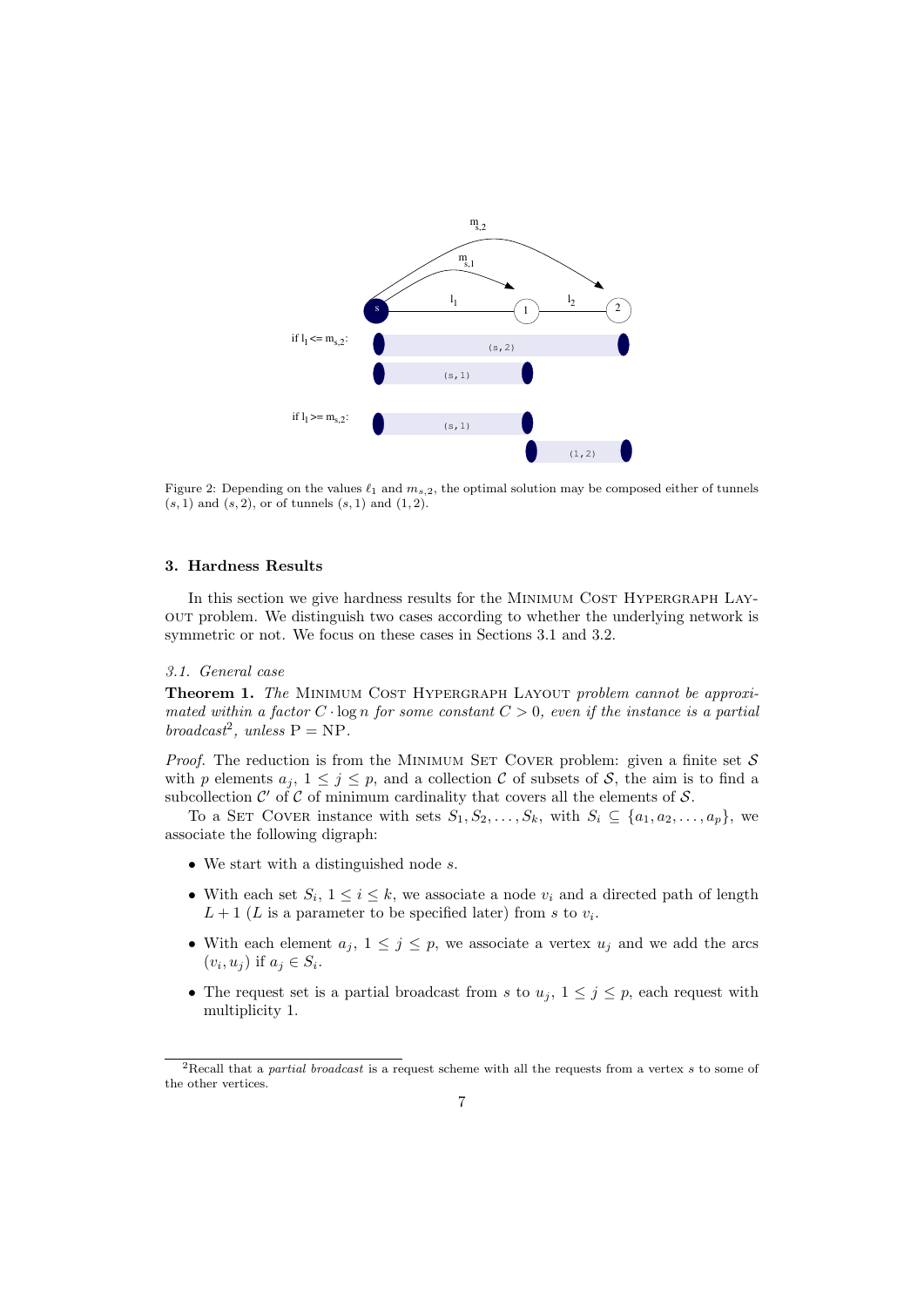Figure 2: Depending on the values $\ell_1$ and $m_{s,2}$, the optimal solution may be composed either of tunnels $(s, 1)$ and $(s, 2)$, or of tunnels $(s, 1)$ and $(1, 2)$.

## 3. Hardness Results

In this section we give hardness results for the Minimum Cost Hypergraph Layout problem. We distinguish two cases according to whether the underlying network is symmetric or not. We focus on these cases in Sections 3.1 and 3.2.

### 3.1. General case

**Theorem 1.** *The* Minimum Cost Hypergraph Layout *problem cannot be approximated within a factor $C \cdot \log n$ for some constant $C > 0$, even if the instance is a partial broadcast*[2]*, unless* P = NP.

*Proof.* The reduction is from the Minimum Set Cover problem: given a finite set $\mathcal{S}$ with $p$ elements $a_j$, $1 \leq j \leq p$, and a collection $\mathcal{C}$ of subsets of $\mathcal{S}$, the aim is to find a subcollection $\mathcal{C}'$ of $\mathcal{C}$ of minimum cardinality that covers all the elements of $\mathcal{S}$.

To a Set Cover instance with sets $S_1, S_2, \ldots, S_k$, with $S_i \subseteq \{a_1, a_2, \ldots, a_p\}$, we associate the following digraph:

- We start with a distinguished node $s$.
- With each set $S_i$, $1 \leq i \leq k$, we associate a node $v_i$ and a directed path of length $L + 1$ ($L$ is a parameter to be specified later) from $s$ to $v_i$.
- With each element $a_j$, $1 \leq j \leq p$, we associate a vertex $u_j$ and we add the arcs $(v_i, u_j)$ if $a_j \in S_i$.
- The request set is a partial broadcast from $s$ to $u_j$, $1 \leq j \leq p$, each request with multiplicity 1.

[2]Recall that a *partial broadcast* is a request scheme with all the requests from a vertex $s$ to some of the other vertices.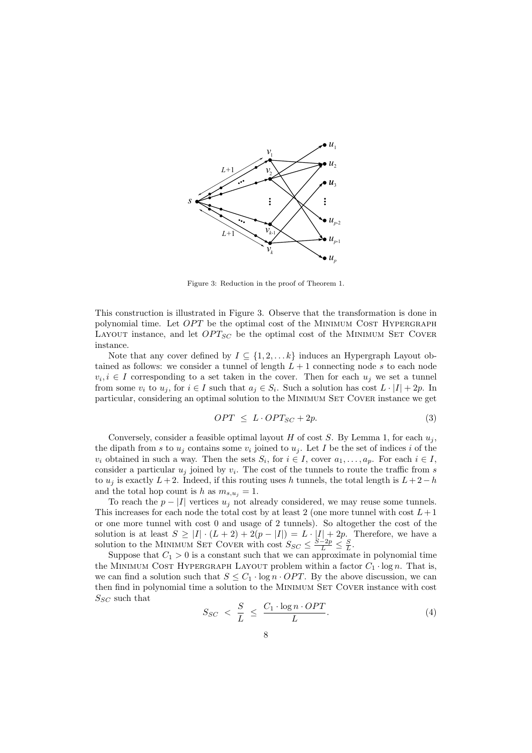Figure 3: Reduction in the proof of Theorem 1.

This construction is illustrated in Figure 3. Observe that the transformation is done in polynomial time. Let $OPT$ be the optimal cost of the Minimum Cost Hypergraph Layout instance, and let $OPT_{SC}$ be the optimal cost of the Minimum Set Cover instance.

Note that any cover defined by $I \subseteq \{1, 2, \ldots k\}$ induces an Hypergraph Layout obtained as follows: we consider a tunnel of length $L+1$ connecting node $s$ to each node $v_i, i \in I$ corresponding to a set taken in the cover. Then for each $u_j$ we set a tunnel from some $v_i$ to $u_j$, for $i \in I$ such that $a_j \in S_i$. Such a solution has cost $L \cdot |I| + 2p$. In particular, considering an optimal solution to the Minimum Set Cover instance we get

$$OPT \;\leq\; L \cdot OPT_{SC} + 2p. \tag{3}$$

Conversely, consider a feasible optimal layout $H$ of cost $S$. By Lemma 1, for each $u_j$, the dipath from $s$ to $u_j$ contains some $v_i$ joined to $u_j$. Let $I$ be the set of indices $i$ of the $v_i$ obtained in such a way. Then the sets $S_i$, for $i \in I$, cover $a_1, \ldots, a_p$. For each $i \in I$, consider a particular $u_j$ joined by $v_i$. The cost of the tunnels to route the traffic from $s$ to $u_j$ is exactly $L+2$. Indeed, if this routing uses $h$ tunnels, the total length is $L+2-h$ and the total hop count is $h$ as $m_{s,u_j} = 1$.

To reach the $p - |I|$ vertices $u_j$ not already considered, we may reuse some tunnels. This increases for each node the total cost by at least 2 (one more tunnel with cost $L+1$ or one more tunnel with cost 0 and usage of 2 tunnels). So altogether the cost of the solution is at least $S \geq |I| \cdot (L+2) + 2(p - |I|) = L \cdot |I| + 2p$. Therefore, we have a solution to the Minimum Set Cover with cost $S_{SC} \leq \frac{S-2p}{L} \leq \frac{S}{L}$.

Suppose that $C_1 > 0$ is a constant such that we can approximate in polynomial time the Minimum Cost Hypergraph Layout problem within a factor $C_1 \cdot \log n$. That is, we can find a solution such that $S \leq C_1 \cdot \log n \cdot OPT$. By the above discussion, we can then find in polynomial time a solution to the Minimum Set Cover instance with cost $S_{SC}$ such that

$$S_{SC} \;<\; \frac{S}{L} \;\leq\; \frac{C_1 \cdot \log n \cdot OPT}{L}. \tag{4}$$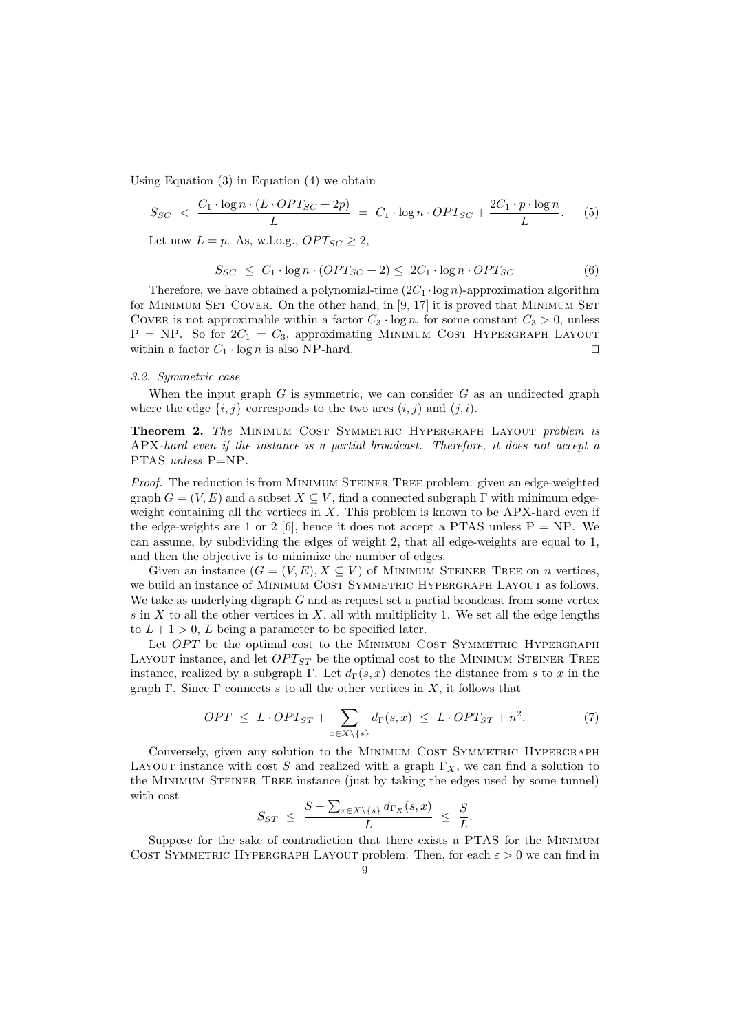Using Equation (3) in Equation (4) we obtain

$$S_{SC} \; < \; \frac{C_1 \cdot \log n \cdot (L \cdot OPT_{SC} + 2p)}{L} \; = \; C_1 \cdot \log n \cdot OPT_{SC} + \frac{2C_1 \cdot p \cdot \log n}{L}. \qquad (5)$$

Let now $L = p$. As, w.l.o.g., $OPT_{SC} \geq 2$,

$$S_{SC} \; \leq \; C_1 \cdot \log n \cdot (OPT_{SC} + 2) \leq \; 2C_1 \cdot \log n \cdot OPT_{SC} \qquad (6)$$

Therefore, we have obtained a polynomial-time $(2C_1 \cdot \log n)$-approximation algorithm for Minimum Set Cover. On the other hand, in [9, 17] it is proved that Minimum Set Cover is not approximable within a factor $C_3 \cdot \log n$, for some constant $C_3 > 0$, unless P = NP. So for $2C_1 = C_3$, approximating Minimum Cost Hypergraph Layout within a factor $C_1 \cdot \log n$ is also NP-hard. □

*3.2. Symmetric case*

When the input graph $G$ is symmetric, we can consider $G$ as an undirected graph where the edge $\{i, j\}$ corresponds to the two arcs $(i, j)$ and $(j, i)$.

**Theorem 2.** *The* Minimum Cost Symmetric Hypergraph Layout *problem is* APX*-hard even if the instance is a partial broadcast. Therefore, it does not accept a* PTAS *unless* P=NP.

*Proof.* The reduction is from Minimum Steiner Tree problem: given an edge-weighted graph $G = (V, E)$ and a subset $X \subseteq V$, find a connected subgraph $\Gamma$ with minimum edge-weight containing all the vertices in $X$. This problem is known to be APX-hard even if the edge-weights are 1 or 2 [6], hence it does not accept a PTAS unless P = NP. We can assume, by subdividing the edges of weight 2, that all edge-weights are equal to 1, and then the objective is to minimize the number of edges.

Given an instance $(G = (V, E), X \subseteq V)$ of Minimum Steiner Tree on $n$ vertices, we build an instance of Minimum Cost Symmetric Hypergraph Layout as follows. We take as underlying digraph $G$ and as request set a partial broadcast from some vertex $s$ in $X$ to all the other vertices in $X$, all with multiplicity 1. We set all the edge lengths to $L + 1 > 0$, $L$ being a parameter to be specified later.

Let $OPT$ be the optimal cost to the Minimum Cost Symmetric Hypergraph Layout instance, and let $OPT_{ST}$ be the optimal cost to the Minimum Steiner Tree instance, realized by a subgraph $\Gamma$. Let $d_\Gamma(s, x)$ denotes the distance from $s$ to $x$ in the graph $\Gamma$. Since $\Gamma$ connects $s$ to all the other vertices in $X$, it follows that

$$OPT \; \leq \; L \cdot OPT_{ST} + \sum_{x \in X \setminus \{s\}} d_\Gamma(s, x) \; \leq \; L \cdot OPT_{ST} + n^2. \qquad (7)$$

Conversely, given any solution to the Minimum Cost Symmetric Hypergraph Layout instance with cost $S$ and realized with a graph $\Gamma_X$, we can find a solution to the Minimum Steiner Tree instance (just by taking the edges used by some tunnel) with cost

$$S_{ST} \; \leq \; \frac{S - \sum_{x \in X \setminus \{s\}} d_{\Gamma_X}(s, x)}{L} \; \leq \; \frac{S}{L}.$$

Suppose for the sake of contradiction that there exists a PTAS for the Minimum Cost Symmetric Hypergraph Layout problem. Then, for each $\varepsilon > 0$ we can find in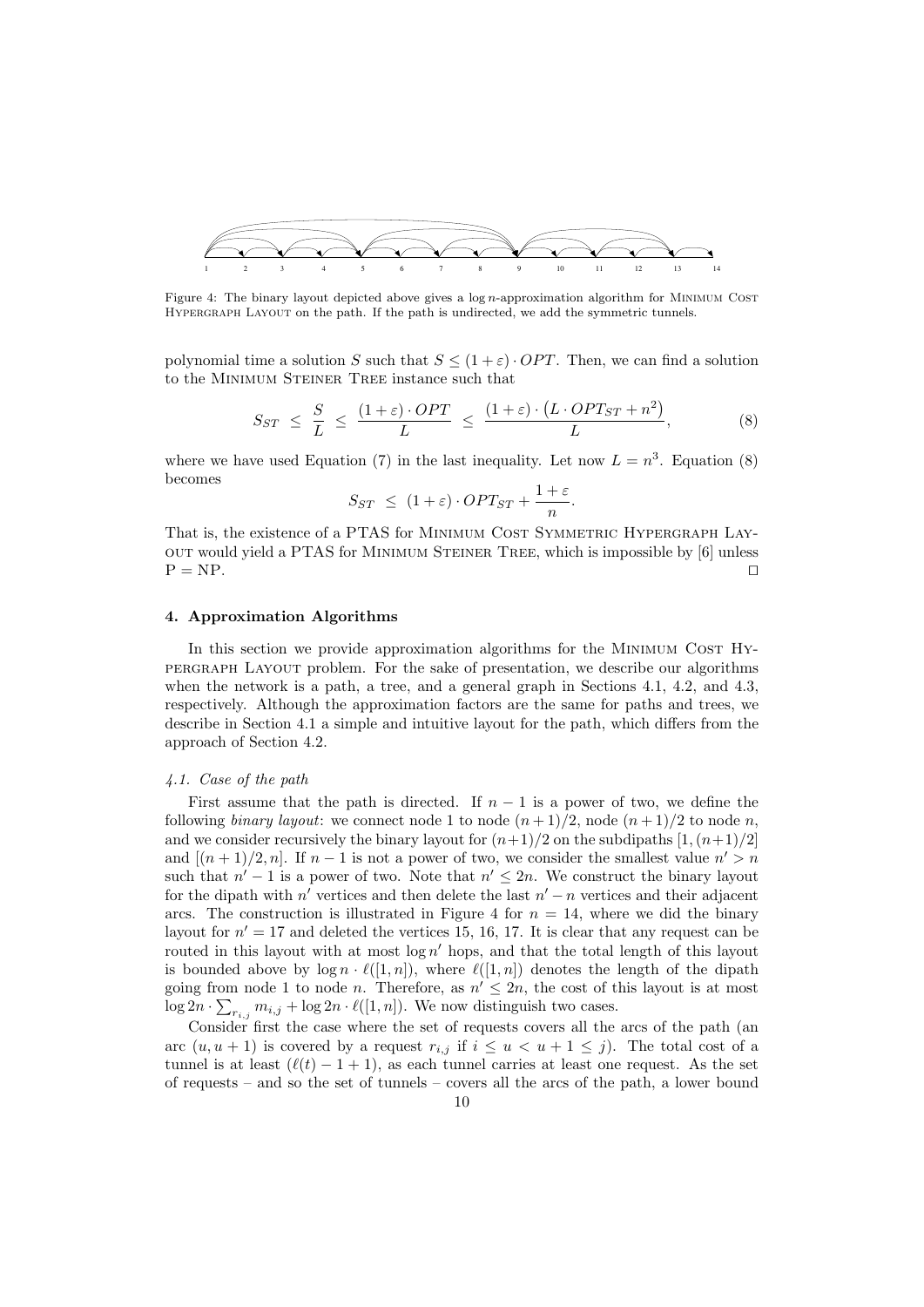Figure 4: The binary layout depicted above gives a $\log n$-approximation algorithm for Minimum Cost Hypergraph Layout on the path. If the path is undirected, we add the symmetric tunnels.

polynomial time a solution $S$ such that $S \leq (1+\varepsilon) \cdot OPT$. Then, we can find a solution to the Minimum Steiner Tree instance such that

$$S_{ST} \leq \frac{S}{L} \leq \frac{(1+\varepsilon) \cdot OPT}{L} \leq \frac{(1+\varepsilon) \cdot \left(L \cdot OPT_{ST} + n^2\right)}{L}, \tag{8}$$

where we have used Equation (7) in the last inequality. Let now $L = n^3$. Equation (8) becomes

$$S_{ST} \leq (1+\varepsilon) \cdot OPT_{ST} + \frac{1+\varepsilon}{n}.$$

That is, the existence of a PTAS for Minimum Cost Symmetric Hypergraph Layout would yield a PTAS for Minimum Steiner Tree, which is impossible by [6] unless P = NP. □

## 4. Approximation Algorithms

In this section we provide approximation algorithms for the Minimum Cost Hypergraph Layout problem. For the sake of presentation, we describe our algorithms when the network is a path, a tree, and a general graph in Sections 4.1, 4.2, and 4.3, respectively. Although the approximation factors are the same for paths and trees, we describe in Section 4.1 a simple and intuitive layout for the path, which differs from the approach of Section 4.2.

### 4.1. Case of the path

First assume that the path is directed. If $n-1$ is a power of two, we define the following *binary layout*: we connect node 1 to node $(n+1)/2$, node $(n+1)/2$ to node $n$, and we consider recursively the binary layout for $(n+1)/2$ on the subdipaths $[1,(n+1)/2]$ and $[(n+1)/2, n]$. If $n-1$ is not a power of two, we consider the smallest value $n' > n$ such that $n'-1$ is a power of two. Note that $n' \leq 2n$. We construct the binary layout for the dipath with $n'$ vertices and then delete the last $n'-n$ vertices and their adjacent arcs. The construction is illustrated in Figure 4 for $n = 14$, where we did the binary layout for $n' = 17$ and deleted the vertices 15, 16, 17. It is clear that any request can be routed in this layout with at most $\log n'$ hops, and that the total length of this layout is bounded above by $\log n \cdot \ell([1,n])$, where $\ell([1,n])$ denotes the length of the dipath going from node 1 to node $n$. Therefore, as $n' \leq 2n$, the cost of this layout is at most $\log 2n \cdot \sum_{r_{i,j}} m_{i,j} + \log 2n \cdot \ell([1,n])$. We now distinguish two cases.

Consider first the case where the set of requests covers all the arcs of the path (an arc $(u, u+1)$ is covered by a request $r_{i,j}$ if $i \leq u < u+1 \leq j$). The total cost of a tunnel is at least $(\ell(t) - 1 + 1)$, as each tunnel carries at least one request. As the set of requests – and so the set of tunnels – covers all the arcs of the path, a lower bound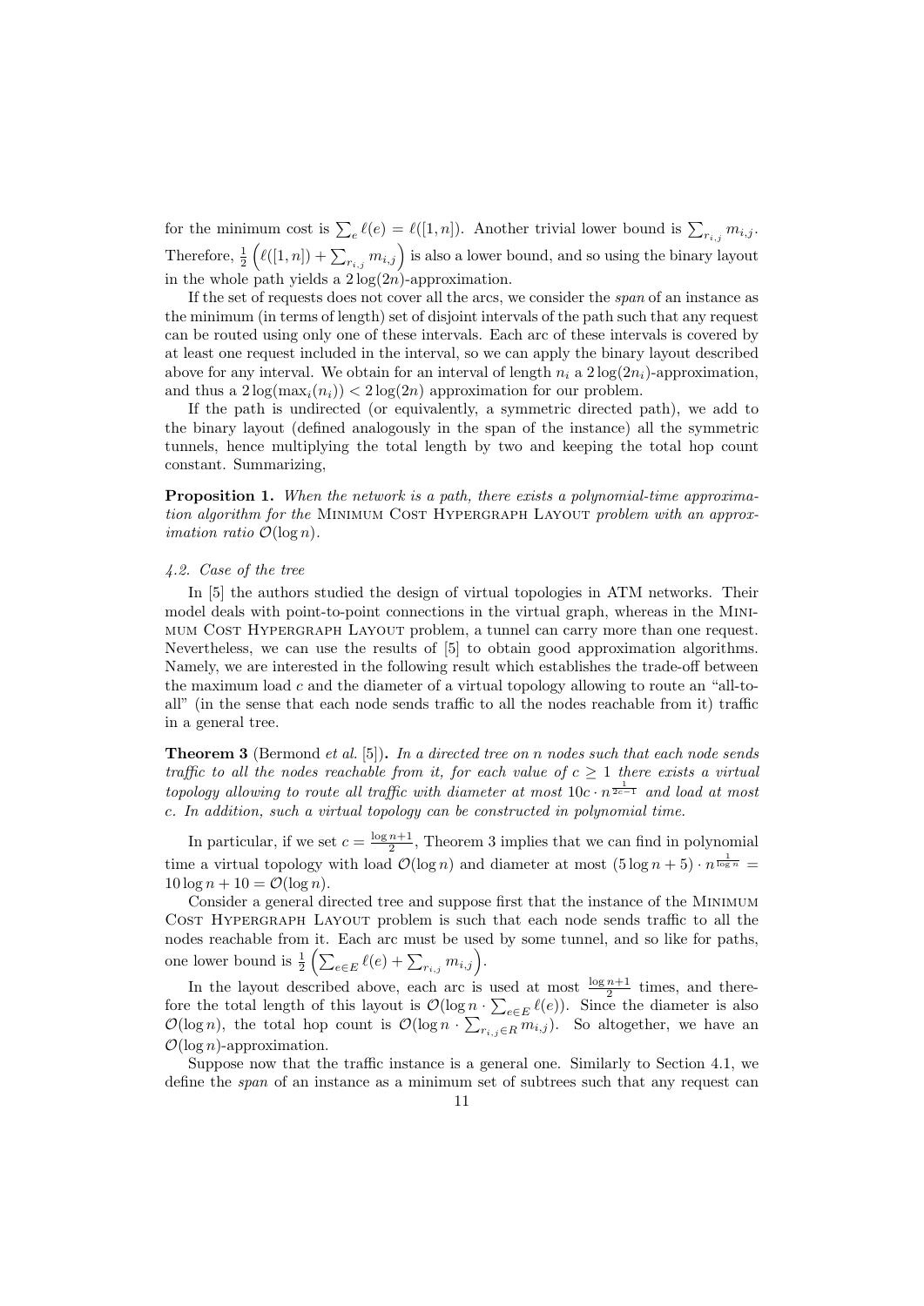for the minimum cost is $\sum_e \ell(e) = \ell([1,n])$. Another trivial lower bound is $\sum_{r_{i,j}} m_{i,j}$. Therefore, $\frac{1}{2}\left(\ell([1,n]) + \sum_{r_{i,j}} m_{i,j}\right)$ is also a lower bound, and so using the binary layout in the whole path yields a $2\log(2n)$-approximation.

If the set of requests does not cover all the arcs, we consider the *span* of an instance as the minimum (in terms of length) set of disjoint intervals of the path such that any request can be routed using only one of these intervals. Each arc of these intervals is covered by at least one request included in the interval, so we can apply the binary layout described above for any interval. We obtain for an interval of length $n_i$ a $2\log(2n_i)$-approximation, and thus a $2\log(\max_i(n_i)) < 2\log(2n)$ approximation for our problem.

If the path is undirected (or equivalently, a symmetric directed path), we add to the binary layout (defined analogously in the span of the instance) all the symmetric tunnels, hence multiplying the total length by two and keeping the total hop count constant. Summarizing,

**Proposition 1.** *When the network is a path, there exists a polynomial-time approximation algorithm for the* Minimum Cost Hypergraph Layout *problem with an approximation ratio* $\mathcal{O}(\log n)$.

*4.2. Case of the tree*

In [5] the authors studied the design of virtual topologies in ATM networks. Their model deals with point-to-point connections in the virtual graph, whereas in the Minimum Cost Hypergraph Layout problem, a tunnel can carry more than one request. Nevertheless, we can use the results of [5] to obtain good approximation algorithms. Namely, we are interested in the following result which establishes the trade-off between the maximum load $c$ and the diameter of a virtual topology allowing to route an "all-to-all" (in the sense that each node sends traffic to all the nodes reachable from it) traffic in a general tree.

**Theorem 3** (Bermond *et al.* [5])**.** *In a directed tree on n nodes such that each node sends traffic to all the nodes reachable from it, for each value of* $c \geq 1$ *there exists a virtual topology allowing to route all traffic with diameter at most* $10c \cdot n^{\frac{1}{2c-1}}$ *and load at most* $c$*. In addition, such a virtual topology can be constructed in polynomial time.*

In particular, if we set $c = \frac{\log n + 1}{2}$, Theorem 3 implies that we can find in polynomial time a virtual topology with load $\mathcal{O}(\log n)$ and diameter at most $(5\log n + 5)\cdot n^{\frac{1}{\log n}} = 10\log n + 10 = \mathcal{O}(\log n)$.

Consider a general directed tree and suppose first that the instance of the Minimum Cost Hypergraph Layout problem is such that each node sends traffic to all the nodes reachable from it. Each arc must be used by some tunnel, and so like for paths, one lower bound is $\frac{1}{2}\left(\sum_{e\in E}\ell(e) + \sum_{r_{i,j}} m_{i,j}\right)$.

In the layout described above, each arc is used at most $\frac{\log n+1}{2}$ times, and therefore the total length of this layout is $\mathcal{O}(\log n \cdot \sum_{e\in E}\ell(e))$. Since the diameter is also $\mathcal{O}(\log n)$, the total hop count is $\mathcal{O}(\log n \cdot \sum_{r_{i,j}\in R} m_{i,j})$. So altogether, we have an $\mathcal{O}(\log n)$-approximation.

Suppose now that the traffic instance is a general one. Similarly to Section 4.1, we define the *span* of an instance as a minimum set of subtrees such that any request can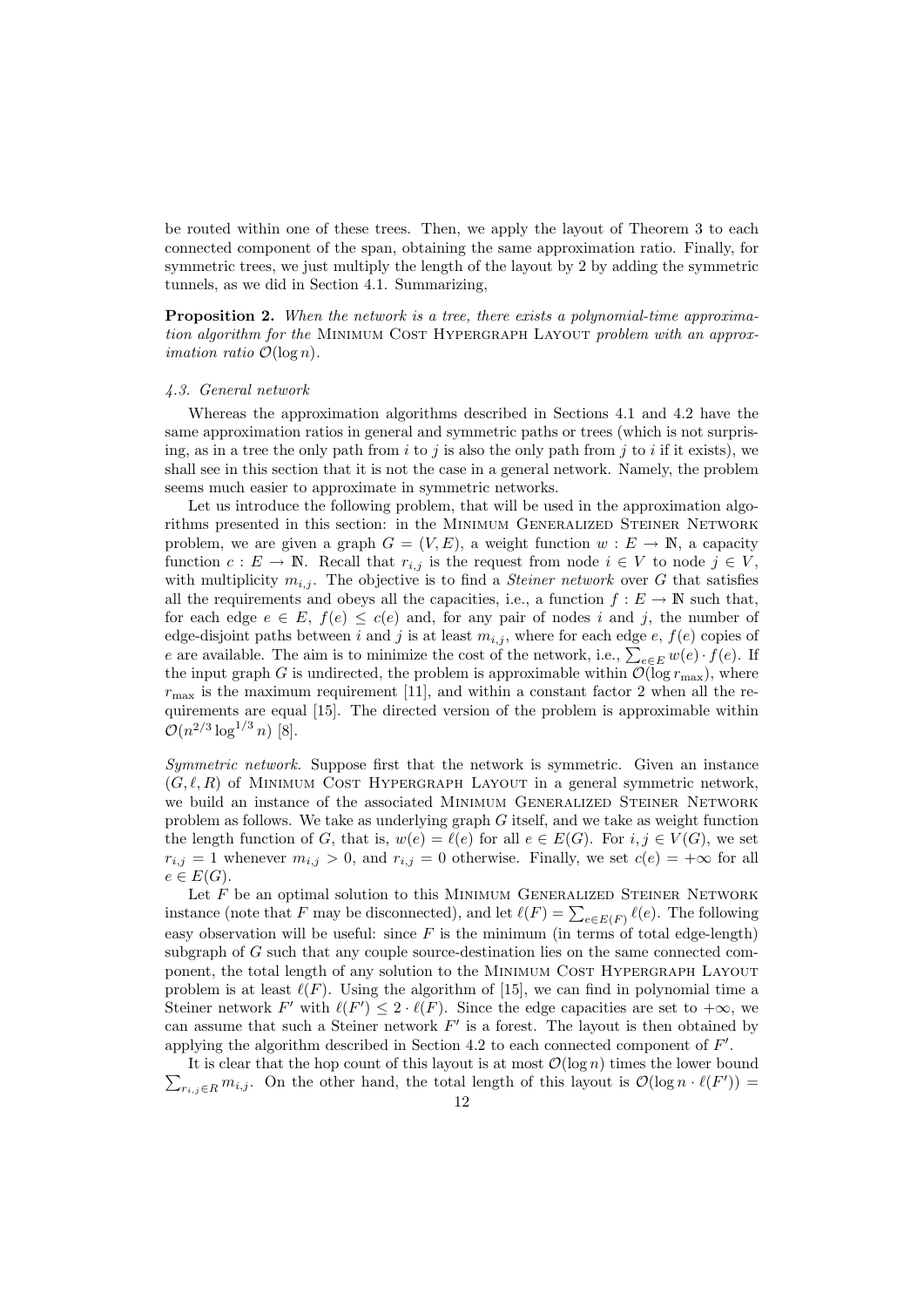be routed within one of these trees. Then, we apply the layout of Theorem 3 to each connected component of the span, obtaining the same approximation ratio. Finally, for symmetric trees, we just multiply the length of the layout by 2 by adding the symmetric tunnels, as we did in Section 4.1. Summarizing,

**Proposition 2.** *When the network is a tree, there exists a polynomial-time approximation algorithm for the* Minimum Cost Hypergraph Layout *problem with an approximation ratio* $\mathcal{O}(\log n)$.

### *4.3. General network*

Whereas the approximation algorithms described in Sections 4.1 and 4.2 have the same approximation ratios in general and symmetric paths or trees (which is not surprising, as in a tree the only path from $i$ to $j$ is also the only path from $j$ to $i$ if it exists), we shall see in this section that it is not the case in a general network. Namely, the problem seems much easier to approximate in symmetric networks.

Let us introduce the following problem, that will be used in the approximation algorithms presented in this section: in the Minimum Generalized Steiner Network problem, we are given a graph $G = (V, E)$, a weight function $w : E \rightarrow \mathbb{N}$, a capacity function $c : E \rightarrow \mathbb{N}$. Recall that $r_{i,j}$ is the request from node $i \in V$ to node $j \in V$, with multiplicity $m_{i,j}$. The objective is to find a *Steiner network* over $G$ that satisfies all the requirements and obeys all the capacities, i.e., a function $f : E \rightarrow \mathbb{N}$ such that, for each edge $e \in E$, $f(e) \leq c(e)$ and, for any pair of nodes $i$ and $j$, the number of edge-disjoint paths between $i$ and $j$ is at least $m_{i,j}$, where for each edge $e$, $f(e)$ copies of $e$ are available. The aim is to minimize the cost of the network, i.e., $\sum_{e \in E} w(e) \cdot f(e)$. If the input graph $G$ is undirected, the problem is approximable within $\mathcal{O}(\log r_{\max})$, where $r_{\max}$ is the maximum requirement [11], and within a constant factor 2 when all the requirements are equal [15]. The directed version of the problem is approximable within $\mathcal{O}(n^{2/3} \log^{1/3} n)$ [8].

*Symmetric network.* Suppose first that the network is symmetric. Given an instance $(G, \ell, R)$ of Minimum Cost Hypergraph Layout in a general symmetric network, we build an instance of the associated Minimum Generalized Steiner Network problem as follows. We take as underlying graph $G$ itself, and we take as weight function the length function of $G$, that is, $w(e) = \ell(e)$ for all $e \in E(G)$. For $i, j \in V(G)$, we set $r_{i,j} = 1$ whenever $m_{i,j} > 0$, and $r_{i,j} = 0$ otherwise. Finally, we set $c(e) = +\infty$ for all $e \in E(G)$.

Let $F$ be an optimal solution to this Minimum Generalized Steiner Network instance (note that $F$ may be disconnected), and let $\ell(F) = \sum_{e \in E(F)} \ell(e)$. The following easy observation will be useful: since $F$ is the minimum (in terms of total edge-length) subgraph of $G$ such that any couple source-destination lies on the same connected component, the total length of any solution to the Minimum Cost Hypergraph Layout problem is at least $\ell(F)$. Using the algorithm of [15], we can find in polynomial time a Steiner network $F'$ with $\ell(F') \leq 2 \cdot \ell(F)$. Since the edge capacities are set to $+\infty$, we can assume that such a Steiner network $F'$ is a forest. The layout is then obtained by applying the algorithm described in Section 4.2 to each connected component of $F'$.

It is clear that the hop count of this layout is at most $\mathcal{O}(\log n)$ times the lower bound $\sum_{r_{i,j} \in R} m_{i,j}$. On the other hand, the total length of this layout is $\mathcal{O}(\log n \cdot \ell(F')) =$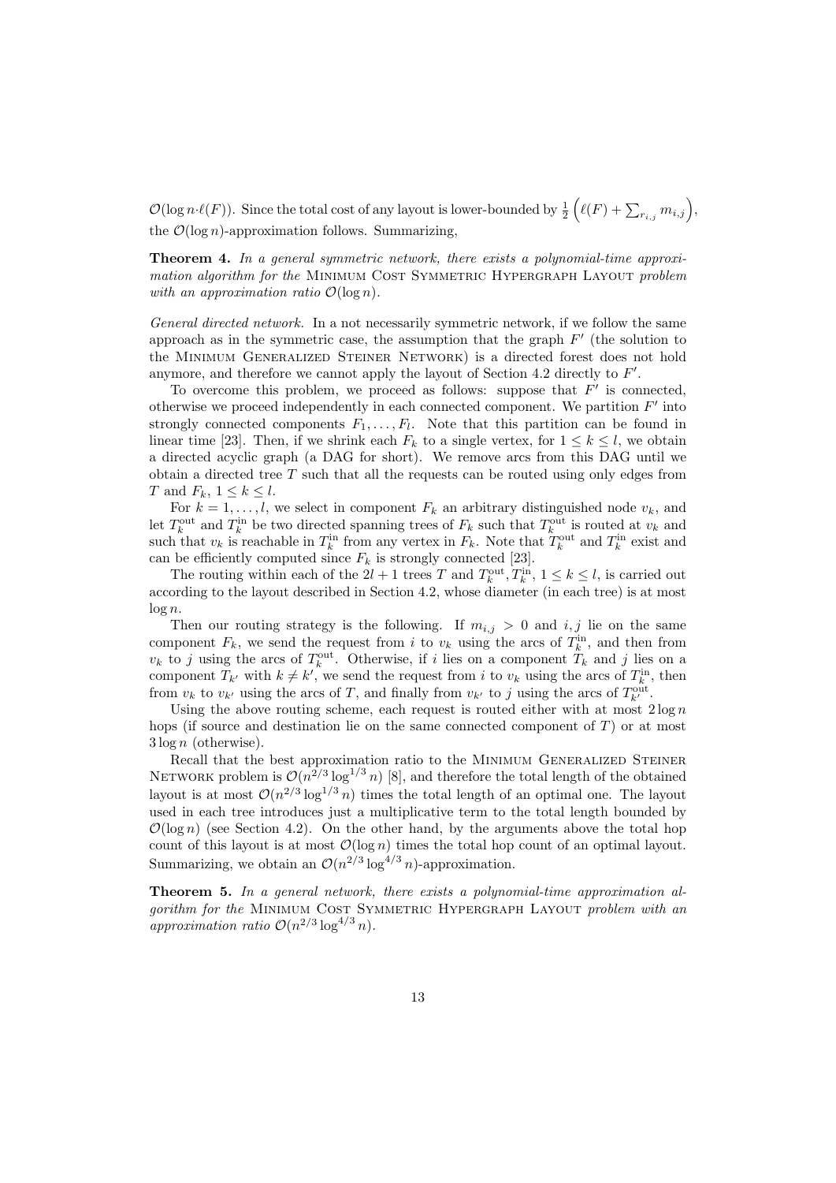$\mathcal{O}(\log n \cdot \ell(F))$. Since the total cost of any layout is lower-bounded by $\frac{1}{2}\left(\ell(F) + \sum_{r_{i,j}} m_{i,j}\right)$, the $\mathcal{O}(\log n)$-approximation follows. Summarizing,

**Theorem 4.** *In a general symmetric network, there exists a polynomial-time approximation algorithm for the* Minimum Cost Symmetric Hypergraph Layout *problem with an approximation ratio* $\mathcal{O}(\log n)$.

*General directed network.* In a not necessarily symmetric network, if we follow the same approach as in the symmetric case, the assumption that the graph $F'$ (the solution to the Minimum Generalized Steiner Network) is a directed forest does not hold anymore, and therefore we cannot apply the layout of Section 4.2 directly to $F'$.

To overcome this problem, we proceed as follows: suppose that $F'$ is connected, otherwise we proceed independently in each connected component. We partition $F'$ into strongly connected components $F_1, \ldots, F_l$. Note that this partition can be found in linear time [23]. Then, if we shrink each $F_k$ to a single vertex, for $1 \leq k \leq l$, we obtain a directed acyclic graph (a DAG for short). We remove arcs from this DAG until we obtain a directed tree $T$ such that all the requests can be routed using only edges from $T$ and $F_k$, $1 \leq k \leq l$.

For $k = 1, \ldots, l$, we select in component $F_k$ an arbitrary distinguished node $v_k$, and let $T_k^{\text{out}}$ and $T_k^{\text{in}}$ be two directed spanning trees of $F_k$ such that $T_k^{\text{out}}$ is routed at $v_k$ and such that $v_k$ is reachable in $T_k^{\text{in}}$ from any vertex in $F_k$. Note that $T_k^{\text{out}}$ and $T_k^{\text{in}}$ exist and can be efficiently computed since $F_k$ is strongly connected [23].

The routing within each of the $2l+1$ trees $T$ and $T_k^{\text{out}}, T_k^{\text{in}}$, $1 \leq k \leq l$, is carried out according to the layout described in Section 4.2, whose diameter (in each tree) is at most $\log n$.

Then our routing strategy is the following. If $m_{i,j} > 0$ and $i, j$ lie on the same component $F_k$, we send the request from $i$ to $v_k$ using the arcs of $T_k^{\text{in}}$, and then from $v_k$ to $j$ using the arcs of $T_k^{\text{out}}$. Otherwise, if $i$ lies on a component $T_k$ and $j$ lies on a component $T_{k'}$ with $k \neq k'$, we send the request from $i$ to $v_k$ using the arcs of $T_k^{\text{in}}$, then from $v_k$ to $v_{k'}$ using the arcs of $T$, and finally from $v_{k'}$ to $j$ using the arcs of $T_{k'}^{\text{out}}$.

Using the above routing scheme, each request is routed either with at most $2 \log n$ hops (if source and destination lie on the same connected component of $T$) or at most $3 \log n$ (otherwise).

Recall that the best approximation ratio to the Minimum Generalized Steiner Network problem is $\mathcal{O}(n^{2/3} \log^{1/3} n)$ [8], and therefore the total length of the obtained layout is at most $\mathcal{O}(n^{2/3} \log^{1/3} n)$ times the total length of an optimal one. The layout used in each tree introduces just a multiplicative term to the total length bounded by $\mathcal{O}(\log n)$ (see Section 4.2). On the other hand, by the arguments above the total hop count of this layout is at most $\mathcal{O}(\log n)$ times the total hop count of an optimal layout. Summarizing, we obtain an $\mathcal{O}(n^{2/3} \log^{4/3} n)$-approximation.

**Theorem 5.** *In a general network, there exists a polynomial-time approximation algorithm for the* Minimum Cost Symmetric Hypergraph Layout *problem with an approximation ratio* $\mathcal{O}(n^{2/3} \log^{4/3} n)$.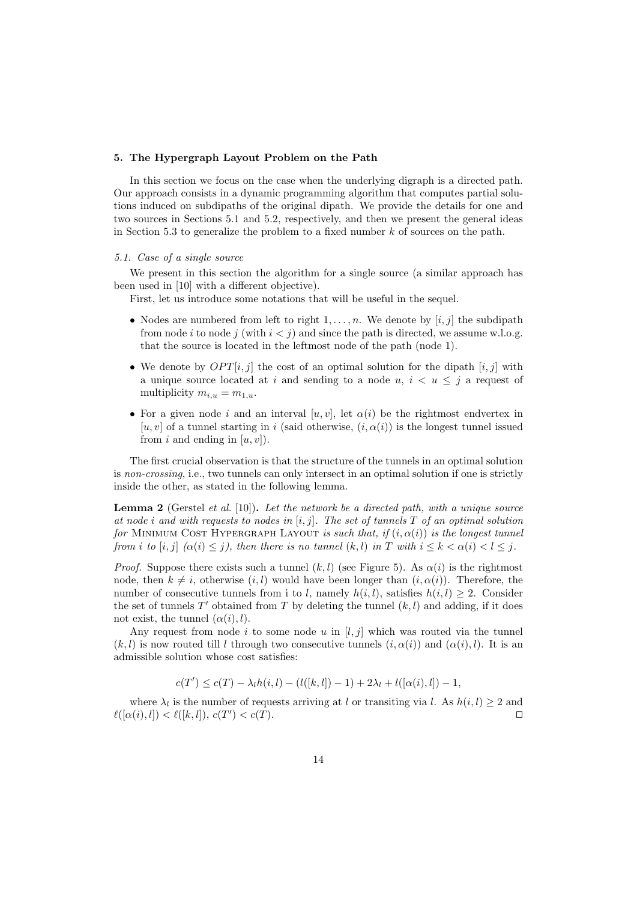## 5. The Hypergraph Layout Problem on the Path

In this section we focus on the case when the underlying digraph is a directed path. Our approach consists in a dynamic programming algorithm that computes partial solutions induced on subdipaths of the original dipath. We provide the details for one and two sources in Sections 5.1 and 5.2, respectively, and then we present the general ideas in Section 5.3 to generalize the problem to a fixed number $k$ of sources on the path.

### 5.1. Case of a single source

We present in this section the algorithm for a single source (a similar approach has been used in [10] with a different objective).

First, let us introduce some notations that will be useful in the sequel.

- Nodes are numbered from left to right $1, \ldots, n$. We denote by $[i, j]$ the subdipath from node $i$ to node $j$ (with $i < j$) and since the path is directed, we assume w.l.o.g. that the source is located in the leftmost node of the path (node 1).
- We denote by $OPT[i, j]$ the cost of an optimal solution for the dipath $[i, j]$ with a unique source located at $i$ and sending to a node $u$, $i < u \leq j$ a request of multiplicity $m_{i,u} = m_{1,u}$.
- For a given node $i$ and an interval $[u, v]$, let $\alpha(i)$ be the rightmost endvertex in $[u, v]$ of a tunnel starting in $i$ (said otherwise, $(i, \alpha(i))$ is the longest tunnel issued from $i$ and ending in $[u, v]$).

The first crucial observation is that the structure of the tunnels in an optimal solution is *non-crossing*, i.e., two tunnels can only intersect in an optimal solution if one is strictly inside the other, as stated in the following lemma.

**Lemma 2** (Gerstel *et al.* [10]). *Let the network be a directed path, with a unique source at node $i$ and with requests to nodes in $[i, j]$. The set of tunnels $T$ of an optimal solution for* Minimum Cost Hypergraph Layout *is such that, if $(i, \alpha(i))$ is the longest tunnel from $i$ to $[i, j]$ ($\alpha(i) \leq j$), then there is no tunnel $(k, l)$ in $T$ with $i \leq k < \alpha(i) < l \leq j$.*

*Proof.* Suppose there exists such a tunnel $(k, l)$ (see Figure 5). As $\alpha(i)$ is the rightmost node, then $k \neq i$, otherwise $(i, l)$ would have been longer than $(i, \alpha(i))$. Therefore, the number of consecutive tunnels from i to $l$, namely $h(i, l)$, satisfies $h(i, l) \geq 2$. Consider the set of tunnels $T'$ obtained from $T$ by deleting the tunnel $(k, l)$ and adding, if it does not exist, the tunnel $(\alpha(i), l)$.

Any request from node $i$ to some node $u$ in $[l, j]$ which was routed via the tunnel $(k, l)$ is now routed till $l$ through two consecutive tunnels $(i, \alpha(i))$ and $(\alpha(i), l)$. It is an admissible solution whose cost satisfies:

$$c(T') \leq c(T) - \lambda_l h(i, l) - (l([k, l]) - 1) + 2\lambda_l + l([\alpha(i), l]) - 1,$$

where $\lambda_l$ is the number of requests arriving at $l$ or transiting via $l$. As $h(i, l) \geq 2$ and $\ell([\alpha(i), l]) < \ell([k, l])$, $c(T') < c(T)$. $\square$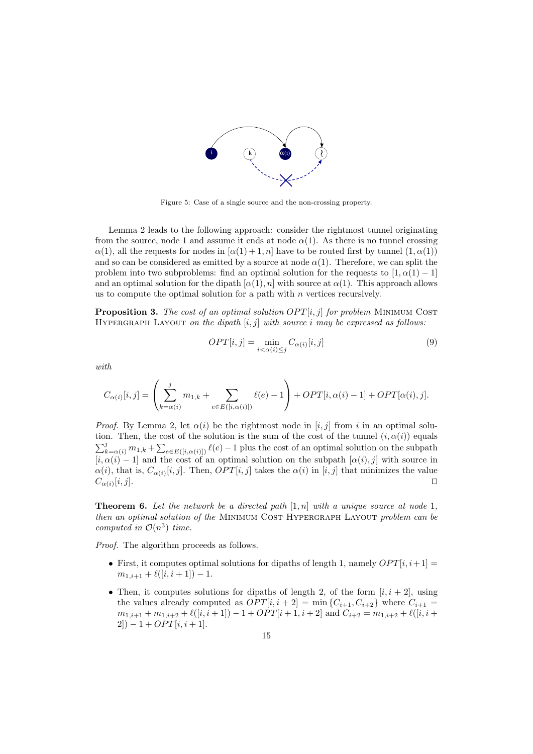Figure 5: Case of a single source and the non-crossing property.

Lemma 2 leads to the following approach: consider the rightmost tunnel originating from the source, node 1 and assume it ends at node $\alpha(1)$. As there is no tunnel crossing $\alpha(1)$, all the requests for nodes in $[\alpha(1)+1, n]$ have to be routed first by tunnel $(1, \alpha(1))$ and so can be considered as emitted by a source at node $\alpha(1)$. Therefore, we can split the problem into two subproblems: find an optimal solution for the requests to $[1, \alpha(1)-1]$ and an optimal solution for the dipath $[\alpha(1), n]$ with source at $\alpha(1)$. This approach allows us to compute the optimal solution for a path with $n$ vertices recursively.

**Proposition 3.** *The cost of an optimal solution $OPT[i,j]$ for problem* Minimum Cost Hypergraph Layout *on the dipath $[i,j]$ with source $i$ may be expressed as follows:*

$$OPT[i,j] = \min_{i<\alpha(i)\leq j} C_{\alpha(i)}[i,j] \tag{9}$$

*with*

$$C_{\alpha(i)}[i,j] = \left( \sum_{k=\alpha(i)}^{j} m_{1,k} + \sum_{e \in E([i,\alpha(i)])} \ell(e) - 1 \right) + OPT[i, \alpha(i)-1] + OPT[\alpha(i), j].$$

*Proof.* By Lemma 2, let $\alpha(i)$ be the rightmost node in $[i,j]$ from $i$ in an optimal solution. Then, the cost of the solution is the sum of the cost of the tunnel $(i, \alpha(i))$ equals $\sum_{k=\alpha(i)}^{j} m_{1,k} + \sum_{e \in E([i,\alpha(i)])} \ell(e) - 1$ plus the cost of an optimal solution on the subpath $[i, \alpha(i)-1]$ and the cost of an optimal solution on the subpath $[\alpha(i), j]$ with source in $\alpha(i)$, that is, $C_{\alpha(i)}[i,j]$. Then, $OPT[i,j]$ takes the $\alpha(i)$ in $[i,j]$ that minimizes the value $C_{\alpha(i)}[i,j]$. □

**Theorem 6.** *Let the network be a directed path $[1,n]$ with a unique source at node 1, then an optimal solution of the* Minimum Cost Hypergraph Layout *problem can be computed in $\mathcal{O}(n^3)$ time.*

*Proof.* The algorithm proceeds as follows.

- First, it computes optimal solutions for dipaths of length 1, namely $OPT[i, i+1] = m_{1,i+1} + \ell([i, i+1]) - 1$.
- Then, it computes solutions for dipaths of length 2, of the form $[i, i+2]$, using the values already computed as $OPT[i, i+2] = \min\{C_{i+1}, C_{i+2}\}$ where $C_{i+1} = m_{1,i+1} + m_{1,i+2} + \ell([i, i+1]) - 1 + OPT[i+1, i+2]$ and $C_{i+2} = m_{1,i+2} + \ell([i, i+2]) - 1 + OPT[i, i+1]$.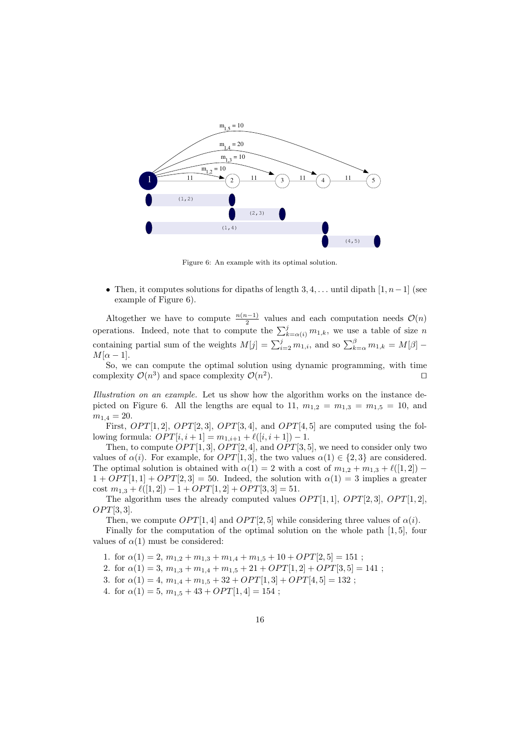Figure 6: An example with its optimal solution.

- Then, it computes solutions for dipaths of length $3, 4, \ldots$ until dipath $[1, n-1]$ (see example of Figure 6).

Altogether we have to compute $\frac{n(n-1)}{2}$ values and each computation needs $\mathcal{O}(n)$ operations. Indeed, note that to compute the $\sum_{k=\alpha(i)}^{j} m_{1,k}$, we use a table of size $n$ containing partial sum of the weights $M[j] = \sum_{i=2}^{j} m_{1,i}$, and so $\sum_{k=\alpha}^{\beta} m_{1,k} = M[\beta] - M[\alpha - 1]$.

So, we can compute the optimal solution using dynamic programming, with time complexity $\mathcal{O}(n^3)$ and space complexity $\mathcal{O}(n^2)$. □

*Illustration on an example.* Let us show how the algorithm works on the instance depicted on Figure 6. All the lengths are equal to 11, $m_{1,2} = m_{1,3} = m_{1,5} = 10$, and $m_{1,4} = 20$.

First, $OPT[1,2]$, $OPT[2,3]$, $OPT[3,4]$, and $OPT[4,5]$ are computed using the following formula: $OPT[i, i+1] = m_{1,i+1} + \ell([i, i+1]) - 1$.

Then, to compute $OPT[1,3]$, $OPT[2,4]$, and $OPT[3,5]$, we need to consider only two values of $\alpha(i)$. For example, for $OPT[1,3]$, the two values $\alpha(1) \in \{2,3\}$ are considered. The optimal solution is obtained with $\alpha(1) = 2$ with a cost of $m_{1,2} + m_{1,3} + \ell([1,2]) - 1 + OPT[1,1] + OPT[2,3] = 50$. Indeed, the solution with $\alpha(1) = 3$ implies a greater cost $m_{1,3} + \ell([1,2]) - 1 + OPT[1,2] + OPT[3,3] = 51$.

The algorithm uses the already computed values $OPT[1,1]$, $OPT[2,3]$, $OPT[1,2]$, $OPT[3,3]$.

Then, we compute $OPT[1,4]$ and $OPT[2,5]$ while considering three values of $\alpha(i)$.

Finally for the computation of the optimal solution on the whole path $[1,5]$, four values of $\alpha(1)$ must be considered:

1. for $\alpha(1) = 2$, $m_{1,2} + m_{1,3} + m_{1,4} + m_{1,5} + 10 + OPT[2,5] = 151$ ;
2. for $\alpha(1) = 3$, $m_{1,3} + m_{1,4} + m_{1,5} + 21 + OPT[1,2] + OPT[3,5] = 141$ ;
3. for $\alpha(1) = 4$, $m_{1,4} + m_{1,5} + 32 + OPT[1,3] + OPT[4,5] = 132$ ;
4. for $\alpha(1) = 5$, $m_{1,5} + 43 + OPT[1,4] = 154$ ;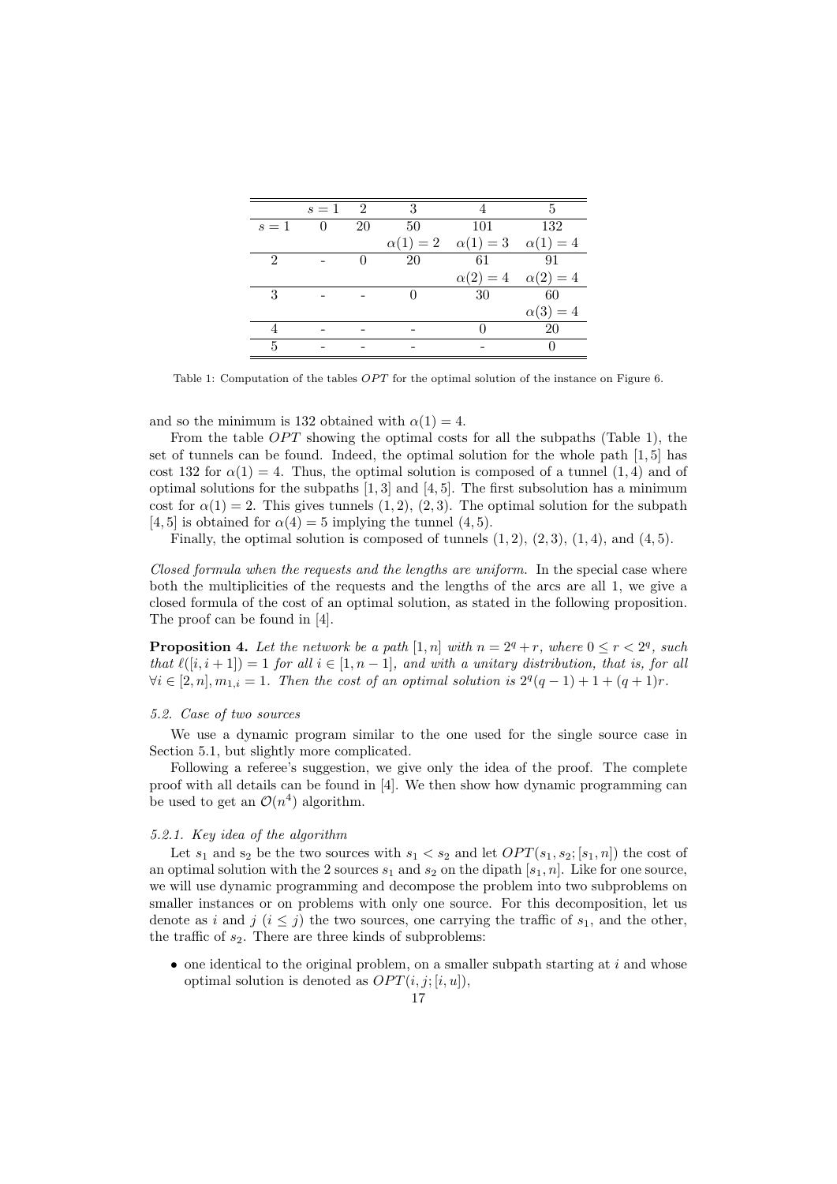|  | $s = 1$ | 2 | 3 | 4 | 5 |
|---|---|---|---|---|---|
| $s = 1$ | 0 | 20 | 50 | 101 | 132 |
|  |  |  | $\alpha(1) = 2$ | $\alpha(1) = 3$ | $\alpha(1) = 4$ |
| 2 | - | 0 | 20 | 61 | 91 |
|  |  |  |  | $\alpha(2) = 4$ | $\alpha(2) = 4$ |
| 3 | - | - | 0 | 30 | 60 |
|  |  |  |  |  | $\alpha(3) = 4$ |
| 4 | - | - | - | 0 | 20 |
| 5 | - | - | - | - | 0 |

Table 1: Computation of the tables $OPT$ for the optimal solution of the instance on Figure 6.

and so the minimum is 132 obtained with $\alpha(1) = 4$.

From the table $OPT$ showing the optimal costs for all the subpaths (Table 1), the set of tunnels can be found. Indeed, the optimal solution for the whole path $[1, 5]$ has cost 132 for $\alpha(1) = 4$. Thus, the optimal solution is composed of a tunnel $(1, 4)$ and of optimal solutions for the subpaths $[1, 3]$ and $[4, 5]$. The first subsolution has a minimum cost for $\alpha(1) = 2$. This gives tunnels $(1, 2)$, $(2, 3)$. The optimal solution for the subpath $[4, 5]$ is obtained for $\alpha(4) = 5$ implying the tunnel $(4, 5)$.

Finally, the optimal solution is composed of tunnels $(1, 2)$, $(2, 3)$, $(1, 4)$, and $(4, 5)$.

*Closed formula when the requests and the lengths are uniform.* In the special case where both the multiplicities of the requests and the lengths of the arcs are all 1, we give a closed formula of the cost of an optimal solution, as stated in the following proposition. The proof can be found in [4].

**Proposition 4.** *Let the network be a path $[1, n]$ with $n = 2^q + r$, where $0 \leq r < 2^q$, such that $\ell([i, i + 1]) = 1$ for all $i \in [1, n - 1]$, and with a unitary distribution, that is, for all $\forall i \in [2, n], m_{1,i} = 1$. Then the cost of an optimal solution is $2^q(q - 1) + 1 + (q + 1)r$.*

### 5.2. Case of two sources

We use a dynamic program similar to the one used for the single source case in Section 5.1, but slightly more complicated.

Following a referee's suggestion, we give only the idea of the proof. The complete proof with all details can be found in [4]. We then show how dynamic programming can be used to get an $\mathcal{O}(n^4)$ algorithm.

#### 5.2.1. Key idea of the algorithm

Let $s_1$ and $s_2$ be the two sources with $s_1 < s_2$ and let $OPT(s_1, s_2; [s_1, n])$ the cost of an optimal solution with the 2 sources $s_1$ and $s_2$ on the dipath $[s_1, n]$. Like for one source, we will use dynamic programming and decompose the problem into two subproblems on smaller instances or on problems with only one source. For this decomposition, let us denote as $i$ and $j$ ($i \leq j$) the two sources, one carrying the traffic of $s_1$, and the other, the traffic of $s_2$. There are three kinds of subproblems:

- one identical to the original problem, on a smaller subpath starting at $i$ and whose optimal solution is denoted as $OPT(i, j; [i, u])$,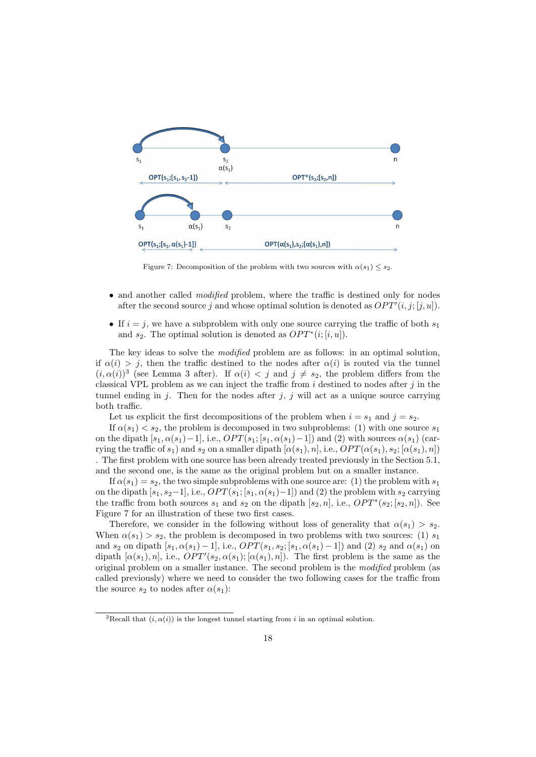Figure 7: Decomposition of the problem with two sources with $\alpha(s_1) \leq s_2$.

- and another called *modified* problem, where the traffic is destined only for nodes after the second source $j$ and whose optimal solution is denoted as $OPT'(i, j; [j, u])$.
- If $i = j$, we have a subproblem with only one source carrying the traffic of both $s_1$ and $s_2$. The optimal solution is denoted as $OPT^*(i; [i, u])$.

The key ideas to solve the *modified* problem are as follows: in an optimal solution, if $\alpha(i) > j$, then the traffic destined to the nodes after $\alpha(i)$ is routed via the tunnel $(i, \alpha(i))$[3] (see Lemma 3 after). If $\alpha(i) < j$ and $j \neq s_2$, the problem differs from the classical VPL problem as we can inject the traffic from $i$ destined to nodes after $j$ in the tunnel ending in $j$. Then for the nodes after $j$, $j$ will act as a unique source carrying both traffic.

Let us explicit the first decompositions of the problem when $i = s_1$ and $j = s_2$.

If $\alpha(s_1) < s_2$, the problem is decomposed in two subproblems: (1) with one source $s_1$ on the dipath $[s_1, \alpha(s_1)-1]$, i.e., $OPT(s_1; [s_1, \alpha(s_1)-1])$ and (2) with sources $\alpha(s_1)$ (carrying the traffic of $s_1$) and $s_2$ on a smaller dipath $[\alpha(s_1), n]$, i.e., $OPT(\alpha(s_1), s_2; [\alpha(s_1), n])$ . The first problem with one source has been already treated previously in the Section 5.1, and the second one, is the same as the original problem but on a smaller instance.

If $\alpha(s_1) = s_2$, the two simple subproblems with one source are: (1) the problem with $s_1$ on the dipath $[s_1, s_2-1]$, i.e., $OPT(s_1; [s_1, \alpha(s_1)-1])$ and (2) the problem with $s_2$ carrying the traffic from both sources $s_1$ and $s_2$ on the dipath $[s_2, n]$, i.e., $OPT^*(s_2; [s_2, n])$. See Figure 7 for an illustration of these two first cases.

Therefore, we consider in the following without loss of generality that $\alpha(s_1) > s_2$. When $\alpha(s_1) > s_2$, the problem is decomposed in two problems with two sources: (1) $s_1$ and $s_2$ on dipath $[s_1, \alpha(s_1)-1]$, i.e., $OPT(s_1, s_2; [s_1, \alpha(s_1)-1])$ and (2) $s_2$ and $\alpha(s_1)$ on dipath $[\alpha(s_1), n]$, i.e., $OPT'(s_2, \alpha(s_1); [\alpha(s_1), n])$. The first problem is the same as the original problem on a smaller instance. The second problem is the *modified* problem (as called previously) where we need to consider the two following cases for the traffic from the source $s_2$ to nodes after $\alpha(s_1)$:

[3]Recall that $(i, \alpha(i))$ is the longest tunnel starting from $i$ in an optimal solution.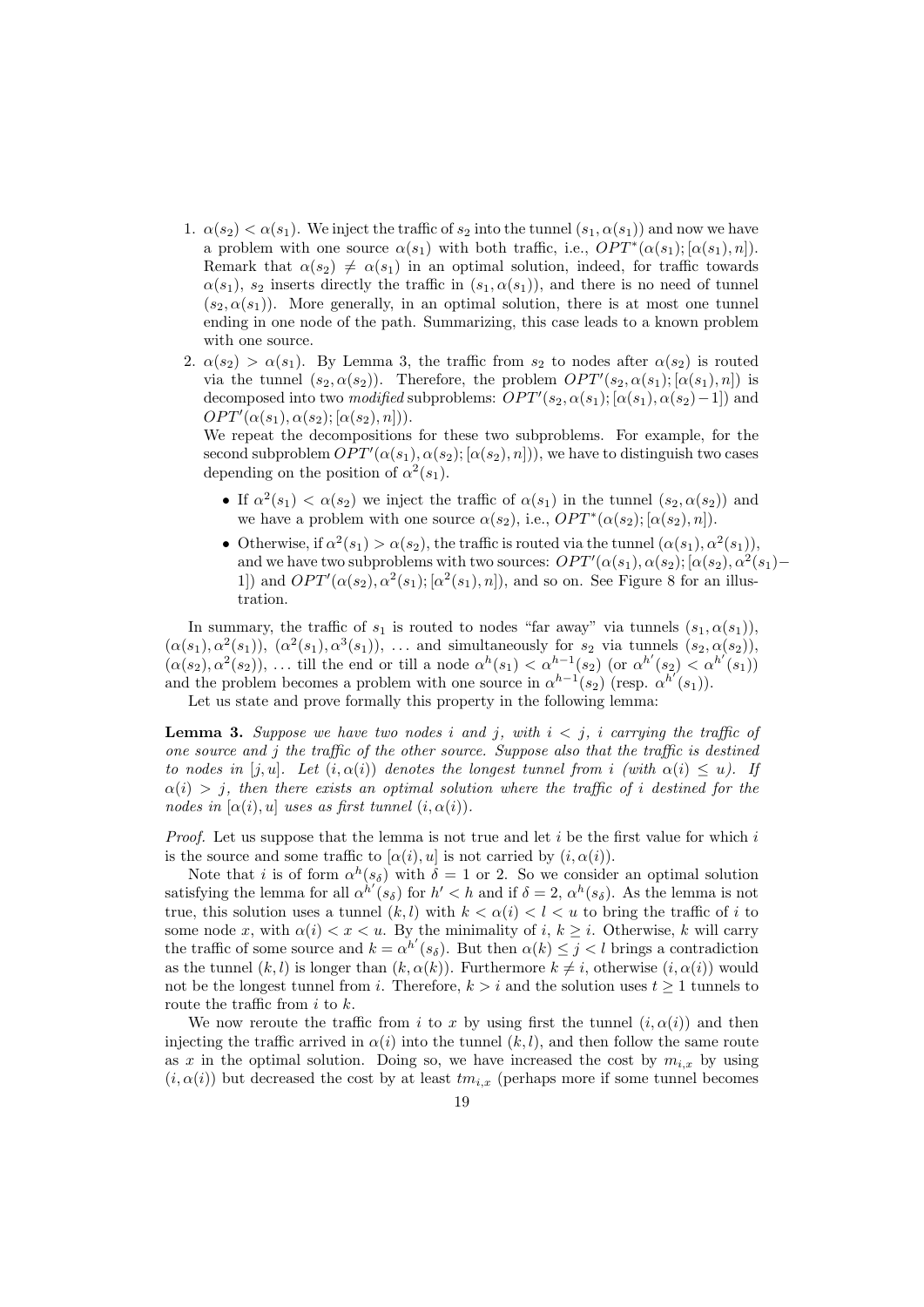1. $\alpha(s_2) < \alpha(s_1)$. We inject the traffic of $s_2$ into the tunnel $(s_1, \alpha(s_1))$ and now we have a problem with one source $\alpha(s_1)$ with both traffic, i.e., $OPT^*(\alpha(s_1); [\alpha(s_1), n])$. Remark that $\alpha(s_2) \neq \alpha(s_1)$ in an optimal solution, indeed, for traffic towards $\alpha(s_1)$, $s_2$ inserts directly the traffic in $(s_1, \alpha(s_1))$, and there is no need of tunnel $(s_2, \alpha(s_1))$. More generally, in an optimal solution, there is at most one tunnel ending in one node of the path. Summarizing, this case leads to a known problem with one source.
2. $\alpha(s_2) > \alpha(s_1)$. By Lemma 3, the traffic from $s_2$ to nodes after $\alpha(s_2)$ is routed via the tunnel $(s_2, \alpha(s_2))$. Therefore, the problem $OPT'(s_2, \alpha(s_1); [\alpha(s_1), n])$ is decomposed into two *modified* subproblems: $OPT'(s_2, \alpha(s_1); [\alpha(s_1), \alpha(s_2)-1])$ and $OPT'(\alpha(s_1), \alpha(s_2); [\alpha(s_2), n]))$.

   We repeat the decompositions for these two subproblems. For example, for the second subproblem $OPT'(\alpha(s_1), \alpha(s_2); [\alpha(s_2), n]))$, we have to distinguish two cases depending on the position of $\alpha^2(s_1)$.

   - If $\alpha^2(s_1) < \alpha(s_2)$ we inject the traffic of $\alpha(s_1)$ in the tunnel $(s_2, \alpha(s_2))$ and we have a problem with one source $\alpha(s_2)$, i.e., $OPT^*(\alpha(s_2); [\alpha(s_2), n])$.
   - Otherwise, if $\alpha^2(s_1) > \alpha(s_2)$, the traffic is routed via the tunnel $(\alpha(s_1), \alpha^2(s_1))$, and we have two subproblems with two sources: $OPT'(\alpha(s_1), \alpha(s_2); [\alpha(s_2), \alpha^2(s_1)-1])$ and $OPT'(\alpha(s_2), \alpha^2(s_1); [\alpha^2(s_1), n])$, and so on. See Figure 8 for an illustration.

In summary, the traffic of $s_1$ is routed to nodes "far away" via tunnels $(s_1, \alpha(s_1))$, $(\alpha(s_1), \alpha^2(s_1))$, $(\alpha^2(s_1), \alpha^3(s_1))$, ... and simultaneously for $s_2$ via tunnels $(s_2, \alpha(s_2))$, $(\alpha(s_2), \alpha^2(s_2))$, ... till the end or till a node $\alpha^h(s_1) < \alpha^{h-1}(s_2)$ (or $\alpha^{h'}(s_2) < \alpha^{h'}(s_1)$) and the problem becomes a problem with one source in $\alpha^{h-1}(s_2)$ (resp. $\alpha^{h'}(s_1)$).

Let us state and prove formally this property in the following lemma:

**Lemma 3.** *Suppose we have two nodes $i$ and $j$, with $i < j$, $i$ carrying the traffic of one source and $j$ the traffic of the other source. Suppose also that the traffic is destined to nodes in $[j, u]$. Let $(i, \alpha(i))$ denotes the longest tunnel from $i$ (with $\alpha(i) \leq u$). If $\alpha(i) > j$, then there exists an optimal solution where the traffic of $i$ destined for the nodes in $[\alpha(i), u]$ uses as first tunnel $(i, \alpha(i))$.*

*Proof.* Let us suppose that the lemma is not true and let $i$ be the first value for which $i$ is the source and some traffic to $[\alpha(i), u]$ is not carried by $(i, \alpha(i))$.

Note that $i$ is of form $\alpha^h(s_\delta)$ with $\delta = 1$ or 2. So we consider an optimal solution satisfying the lemma for all $\alpha^{h'}(s_\delta)$ for $h' < h$ and if $\delta = 2$, $\alpha^h(s_\delta)$. As the lemma is not true, this solution uses a tunnel $(k, l)$ with $k < \alpha(i) < l < u$ to bring the traffic of $i$ to some node $x$, with $\alpha(i) < x < u$. By the minimality of $i$, $k \geq i$. Otherwise, $k$ will carry the traffic of some source and $k = \alpha^{h'}(s_\delta)$. But then $\alpha(k) \leq j < l$ brings a contradiction as the tunnel $(k, l)$ is longer than $(k, \alpha(k))$. Furthermore $k \neq i$, otherwise $(i, \alpha(i))$ would not be the longest tunnel from $i$. Therefore, $k > i$ and the solution uses $t \geq 1$ tunnels to route the traffic from $i$ to $k$.

We now reroute the traffic from $i$ to $x$ by using first the tunnel $(i, \alpha(i))$ and then injecting the traffic arrived in $\alpha(i)$ into the tunnel $(k, l)$, and then follow the same route as $x$ in the optimal solution. Doing so, we have increased the cost by $m_{i,x}$ by using $(i, \alpha(i))$ but decreased the cost by at least $tm_{i,x}$ (perhaps more if some tunnel becomes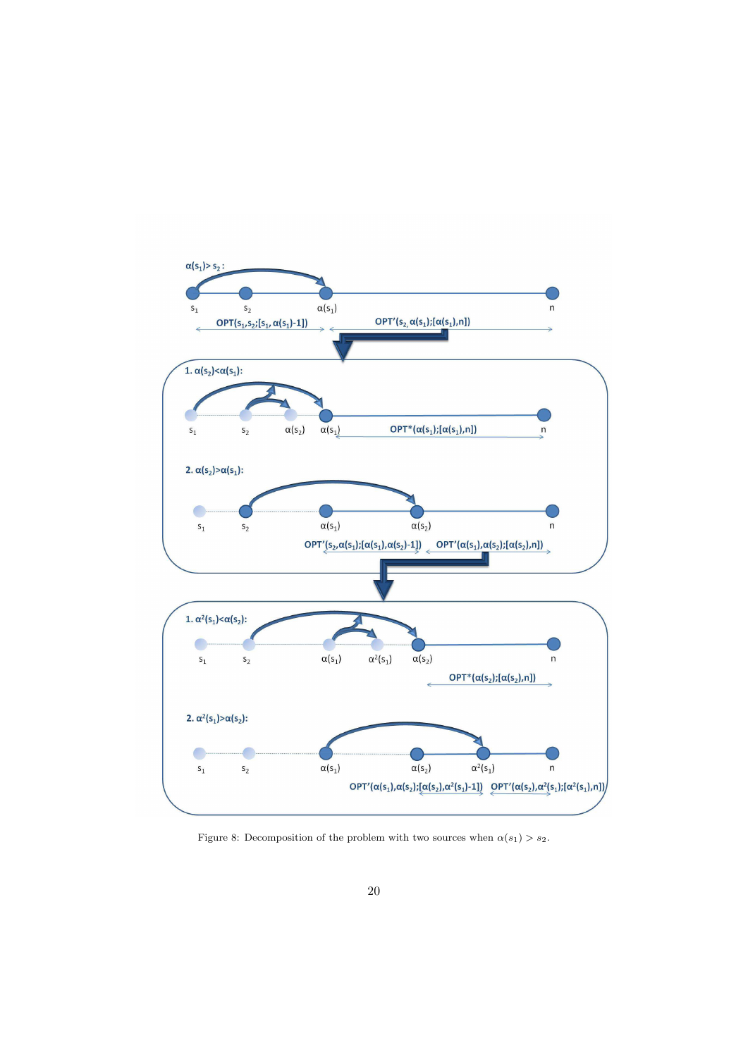Figure 8: Decomposition of the problem with two sources when $\alpha(s_1) > s_2$.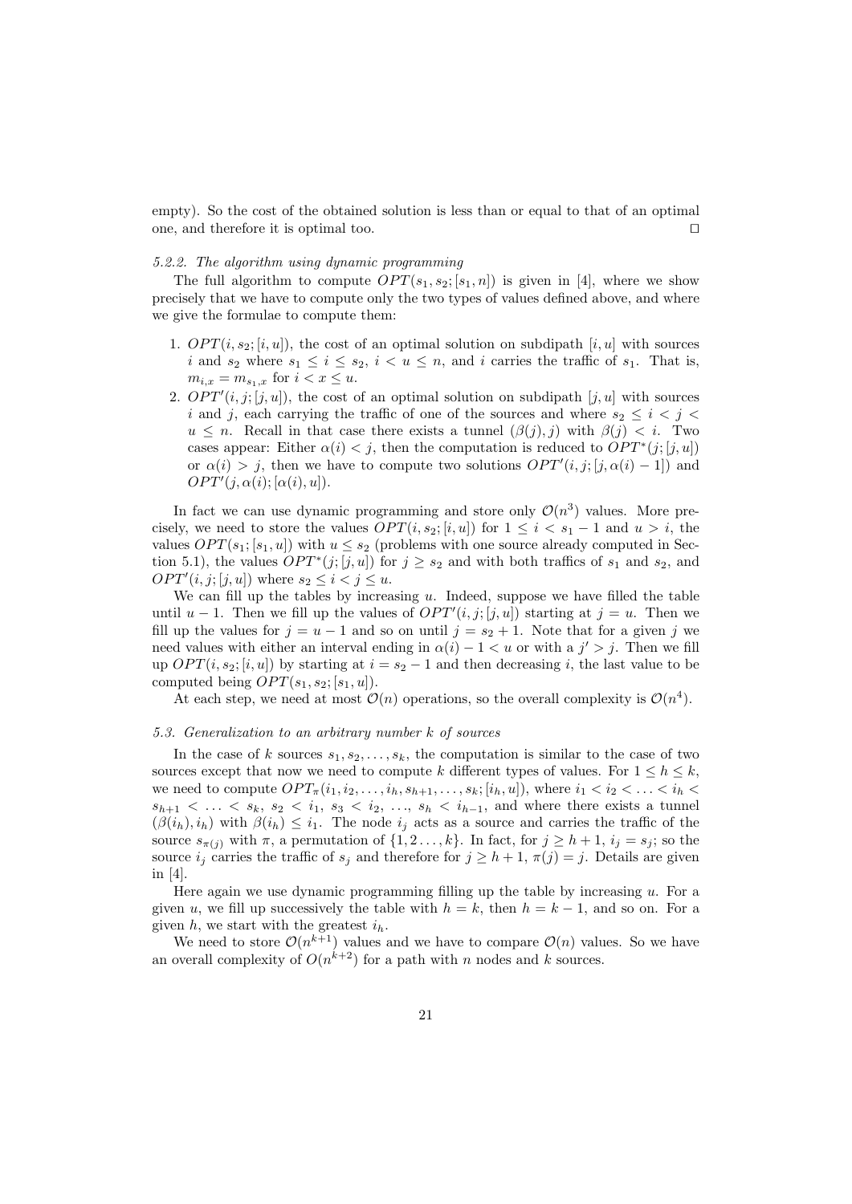empty). So the cost of the obtained solution is less than or equal to that of an optimal one, and therefore it is optimal too. ◻

#### 5.2.2. The algorithm using dynamic programming

The full algorithm to compute $OPT(s_1, s_2; [s_1, n])$ is given in [4], where we show precisely that we have to compute only the two types of values defined above, and where we give the formulae to compute them:

1. $OPT(i, s_2; [i, u])$, the cost of an optimal solution on subdipath $[i, u]$ with sources $i$ and $s_2$ where $s_1 \le i \le s_2$, $i < u \le n$, and $i$ carries the traffic of $s_1$. That is, $m_{i,x} = m_{s_1,x}$ for $i < x \le u$.
2. $OPT'(i, j; [j, u])$, the cost of an optimal solution on subdipath $[j, u]$ with sources $i$ and $j$, each carrying the traffic of one of the sources and where $s_2 \le i < j < u \le n$. Recall in that case there exists a tunnel $(\beta(j), j)$ with $\beta(j) < i$. Two cases appear: Either $\alpha(i) < j$, then the computation is reduced to $OPT^*(j; [j, u])$ or $\alpha(i) > j$, then we have to compute two solutions $OPT'(i, j; [j, \alpha(i) - 1])$ and $OPT'(j, \alpha(i); [\alpha(i), u])$.

In fact we can use dynamic programming and store only $\mathcal{O}(n^3)$ values. More precisely, we need to store the values $OPT(i, s_2; [i, u])$ for $1 \le i < s_1 - 1$ and $u > i$, the values $OPT(s_1; [s_1, u])$ with $u \le s_2$ (problems with one source already computed in Section 5.1), the values $OPT^*(j; [j, u])$ for $j \ge s_2$ and with both traffics of $s_1$ and $s_2$, and $OPT'(i, j; [j, u])$ where $s_2 \le i < j \le u$.

We can fill up the tables by increasing $u$. Indeed, suppose we have filled the table until $u - 1$. Then we fill up the values of $OPT'(i, j; [j, u])$ starting at $j = u$. Then we fill up the values for $j = u - 1$ and so on until $j = s_2 + 1$. Note that for a given $j$ we need values with either an interval ending in $\alpha(i) - 1 < u$ or with a $j' > j$. Then we fill up $OPT(i, s_2; [i, u])$ by starting at $i = s_2 - 1$ and then decreasing $i$, the last value to be computed being $OPT(s_1, s_2; [s_1, u])$.

At each step, we need at most $\mathcal{O}(n)$ operations, so the overall complexity is $\mathcal{O}(n^4)$.

### 5.3. Generalization to an arbitrary number $k$ of sources

In the case of $k$ sources $s_1, s_2, \ldots, s_k$, the computation is similar to the case of two sources except that now we need to compute $k$ different types of values. For $1 \le h \le k$, we need to compute $OPT_\pi(i_1, i_2, \ldots, i_h, s_{h+1}, \ldots, s_k; [i_h, u])$, where $i_1 < i_2 < \ldots < i_h < s_{h+1} < \ldots < s_k$, $s_2 < i_1$, $s_3 < i_2$, …, $s_h < i_{h-1}$, and where there exists a tunnel $(\beta(i_h), i_h)$ with $\beta(i_h) \le i_1$. The node $i_j$ acts as a source and carries the traffic of the source $s_{\pi(j)}$ with $\pi$, a permutation of $\{1, 2 \ldots, k\}$. In fact, for $j \ge h + 1$, $i_j = s_j$; so the source $i_j$ carries the traffic of $s_j$ and therefore for $j \ge h + 1$, $\pi(j) = j$. Details are given in [4].

Here again we use dynamic programming filling up the table by increasing $u$. For a given $u$, we fill up successively the table with $h = k$, then $h = k - 1$, and so on. For a given $h$, we start with the greatest $i_h$.

We need to store $\mathcal{O}(n^{k+1})$ values and we have to compare $\mathcal{O}(n)$ values. So we have an overall complexity of $O(n^{k+2})$ for a path with $n$ nodes and $k$ sources.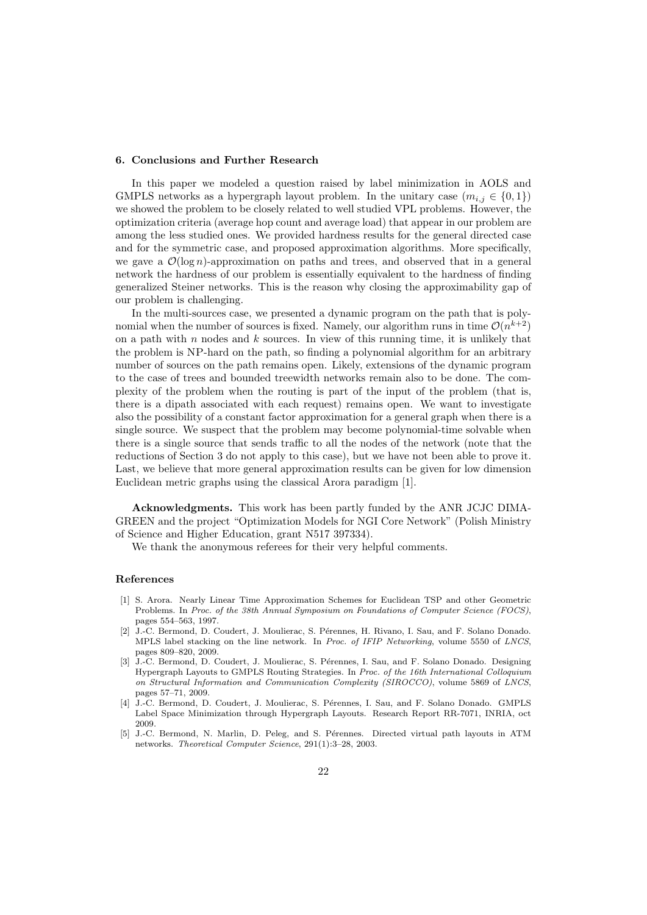## 6. Conclusions and Further Research

In this paper we modeled a question raised by label minimization in AOLS and GMPLS networks as a hypergraph layout problem. In the unitary case ($m_{i,j} \in \{0,1\}$) we showed the problem to be closely related to well studied VPL problems. However, the optimization criteria (average hop count and average load) that appear in our problem are among the less studied ones. We provided hardness results for the general directed case and for the symmetric case, and proposed approximation algorithms. More specifically, we gave a $\mathcal{O}(\log n)$-approximation on paths and trees, and observed that in a general network the hardness of our problem is essentially equivalent to the hardness of finding generalized Steiner networks. This is the reason why closing the approximability gap of our problem is challenging.

In the multi-sources case, we presented a dynamic program on the path that is polynomial when the number of sources is fixed. Namely, our algorithm runs in time $\mathcal{O}(n^{k+2})$ on a path with $n$ nodes and $k$ sources. In view of this running time, it is unlikely that the problem is NP-hard on the path, so finding a polynomial algorithm for an arbitrary number of sources on the path remains open. Likely, extensions of the dynamic program to the case of trees and bounded treewidth networks remain also to be done. The complexity of the problem when the routing is part of the input of the problem (that is, there is a dipath associated with each request) remains open. We want to investigate also the possibility of a constant factor approximation for a general graph when there is a single source. We suspect that the problem may become polynomial-time solvable when there is a single source that sends traffic to all the nodes of the network (note that the reductions of Section 3 do not apply to this case), but we have not been able to prove it. Last, we believe that more general approximation results can be given for low dimension Euclidean metric graphs using the classical Arora paradigm [1].

**Acknowledgments.** This work has been partly funded by the ANR JCJC DIMAGREEN and the project "Optimization Models for NGI Core Network" (Polish Ministry of Science and Higher Education, grant N517 397334).

We thank the anonymous referees for their very helpful comments.

## References

[1] S. Arora. Nearly Linear Time Approximation Schemes for Euclidean TSP and other Geometric Problems. In *Proc. of the 38th Annual Symposium on Foundations of Computer Science (FOCS)*, pages 554–563, 1997.

[2] J.-C. Bermond, D. Coudert, J. Moulierac, S. Pérennes, H. Rivano, I. Sau, and F. Solano Donado. MPLS label stacking on the line network. In *Proc. of IFIP Networking*, volume 5550 of *LNCS*, pages 809–820, 2009.

[3] J.-C. Bermond, D. Coudert, J. Moulierac, S. Pérennes, I. Sau, and F. Solano Donado. Designing Hypergraph Layouts to GMPLS Routing Strategies. In *Proc. of the 16th International Colloquium on Structural Information and Communication Complexity (SIROCCO)*, volume 5869 of *LNCS*, pages 57–71, 2009.

[4] J.-C. Bermond, D. Coudert, J. Moulierac, S. Pérennes, I. Sau, and F. Solano Donado. GMPLS Label Space Minimization through Hypergraph Layouts. Research Report RR-7071, INRIA, oct 2009.

[5] J.-C. Bermond, N. Marlin, D. Peleg, and S. Pérennes. Directed virtual path layouts in ATM networks. *Theoretical Computer Science*, 291(1):3–28, 2003.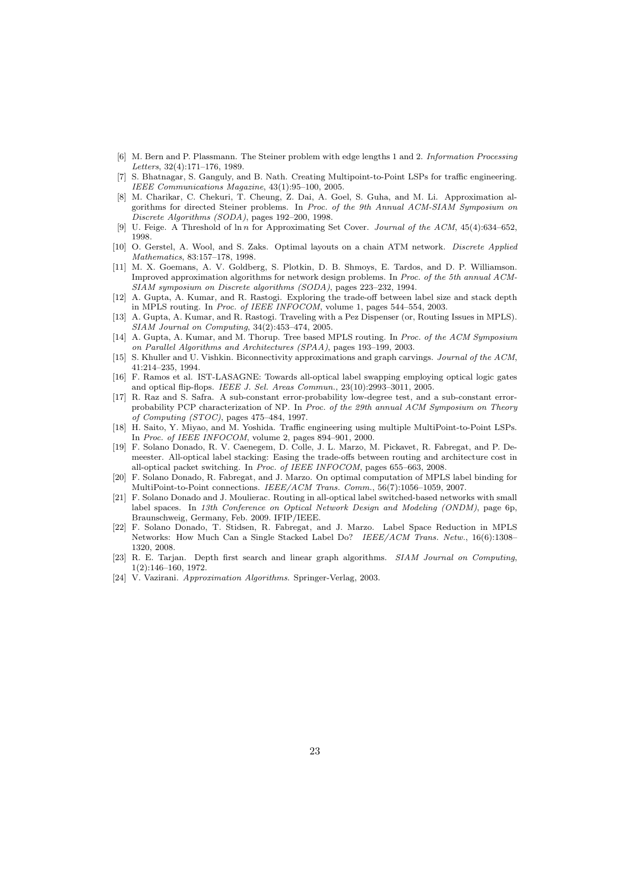[6] M. Bern and P. Plassmann. The Steiner problem with edge lengths 1 and 2. *Information Processing Letters*, 32(4):171–176, 1989.

[7] S. Bhatnagar, S. Ganguly, and B. Nath. Creating Multipoint-to-Point LSPs for traffic engineering. *IEEE Communications Magazine*, 43(1):95–100, 2005.

[8] M. Charikar, C. Chekuri, T. Cheung, Z. Dai, A. Goel, S. Guha, and M. Li. Approximation algorithms for directed Steiner problems. In *Proc. of the 9th Annual ACM-SIAM Symposium on Discrete Algorithms (SODA)*, pages 192–200, 1998.

[9] U. Feige. A Threshold of $\ln n$ for Approximating Set Cover. *Journal of the ACM*, 45(4):634–652, 1998.

[10] O. Gerstel, A. Wool, and S. Zaks. Optimal layouts on a chain ATM network. *Discrete Applied Mathematics*, 83:157–178, 1998.

[11] M. X. Goemans, A. V. Goldberg, S. Plotkin, D. B. Shmoys, E. Tardos, and D. P. Williamson. Improved approximation algorithms for network design problems. In *Proc. of the 5th annual ACM-SIAM symposium on Discrete algorithms (SODA)*, pages 223–232, 1994.

[12] A. Gupta, A. Kumar, and R. Rastogi. Exploring the trade-off between label size and stack depth in MPLS routing. In *Proc. of IEEE INFOCOM*, volume 1, pages 544–554, 2003.

[13] A. Gupta, A. Kumar, and R. Rastogi. Traveling with a Pez Dispenser (or, Routing Issues in MPLS). *SIAM Journal on Computing*, 34(2):453–474, 2005.

[14] A. Gupta, A. Kumar, and M. Thorup. Tree based MPLS routing. In *Proc. of the ACM Symposium on Parallel Algorithms and Architectures (SPAA)*, pages 193–199, 2003.

[15] S. Khuller and U. Vishkin. Biconnectivity approximations and graph carvings. *Journal of the ACM*, 41:214–235, 1994.

[16] F. Ramos et al. IST-LASAGNE: Towards all-optical label swapping employing optical logic gates and optical flip-flops. *IEEE J. Sel. Areas Commun.*, 23(10):2993–3011, 2005.

[17] R. Raz and S. Safra. A sub-constant error-probability low-degree test, and a sub-constant error-probability PCP characterization of NP. In *Proc. of the 29th annual ACM Symposium on Theory of Computing (STOC)*, pages 475–484, 1997.

[18] H. Saito, Y. Miyao, and M. Yoshida. Traffic engineering using multiple MultiPoint-to-Point LSPs. In *Proc. of IEEE INFOCOM*, volume 2, pages 894–901, 2000.

[19] F. Solano Donado, R. V. Caenegem, D. Colle, J. L. Marzo, M. Pickavet, R. Fabregat, and P. Demeester. All-optical label stacking: Easing the trade-offs between routing and architecture cost in all-optical packet switching. In *Proc. of IEEE INFOCOM*, pages 655–663, 2008.

[20] F. Solano Donado, R. Fabregat, and J. Marzo. On optimal computation of MPLS label binding for MultiPoint-to-Point connections. *IEEE/ACM Trans. Comm.*, 56(7):1056–1059, 2007.

[21] F. Solano Donado and J. Moulierac. Routing in all-optical label switched-based networks with small label spaces. In *13th Conference on Optical Network Design and Modeling (ONDM)*, page 6p, Braunschweig, Germany, Feb. 2009. IFIP/IEEE.

[22] F. Solano Donado, T. Stidsen, R. Fabregat, and J. Marzo. Label Space Reduction in MPLS Networks: How Much Can a Single Stacked Label Do? *IEEE/ACM Trans. Netw.*, 16(6):1308–1320, 2008.

[23] R. E. Tarjan. Depth first search and linear graph algorithms. *SIAM Journal on Computing*, 1(2):146–160, 1972.

[24] V. Vazirani. *Approximation Algorithms*. Springer-Verlag, 2003.